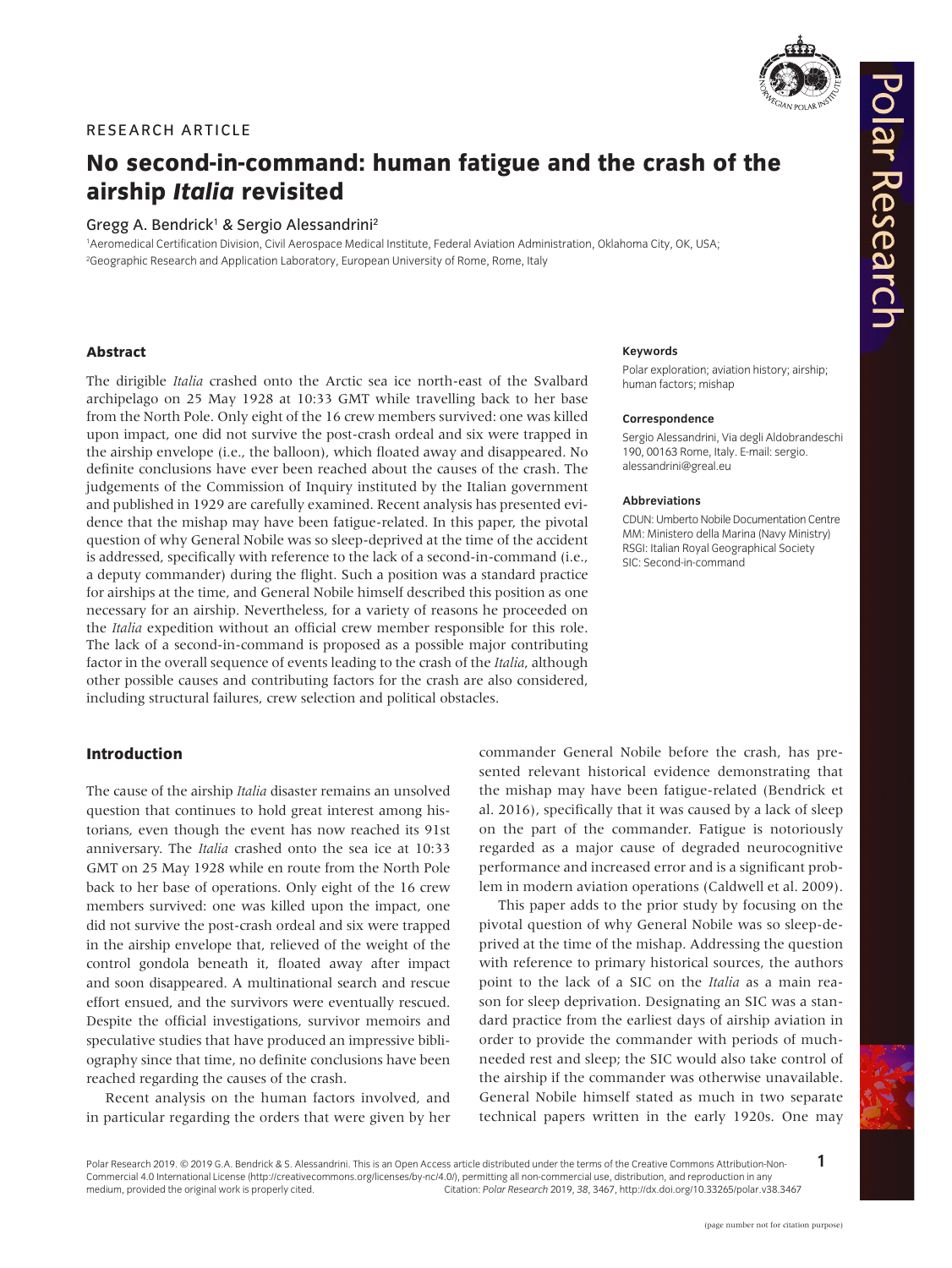RESEARCH ARTICLE

# No second-in-command: human fatigue and the crash of the airship *Italia* revisited

Gregg A. Bendrick[1] & Sergio Alessandrini[2]

[1]Aeromedical Certification Division, Civil Aerospace Medical Institute, Federal Aviation Administration, Oklahoma City, OK, USA;
[2]Geographic Research and Application Laboratory, European University of Rome, Rome, Italy

## Abstract

The dirigible *Italia* crashed onto the Arctic sea ice north-east of the Svalbard archipelago on 25 May 1928 at 10:33 GMT while travelling back to her base from the North Pole. Only eight of the 16 crew members survived: one was killed upon impact, one did not survive the post-crash ordeal and six were trapped in the airship envelope (i.e., the balloon), which floated away and disappeared. No definite conclusions have ever been reached about the causes of the crash. The judgements of the Commission of Inquiry instituted by the Italian government and published in 1929 are carefully examined. Recent analysis has presented evidence that the mishap may have been fatigue-related. In this paper, the pivotal question of why General Nobile was so sleep-deprived at the time of the accident is addressed, specifically with reference to the lack of a second-in-command (i.e., a deputy commander) during the flight. Such a position was a standard practice for airships at the time, and General Nobile himself described this position as one necessary for an airship. Nevertheless, for a variety of reasons he proceeded on the *Italia* expedition without an official crew member responsible for this role. The lack of a second-in-command is proposed as a possible major contributing factor in the overall sequence of events leading to the crash of the *Italia*, although other possible causes and contributing factors for the crash are also considered, including structural failures, crew selection and political obstacles.

### Keywords

Polar exploration; aviation history; airship; human factors; mishap

### Correspondence

Sergio Alessandrini, Via degli Aldobrandeschi 190, 00163 Rome, Italy. E-mail: sergio.alessandrini@greal.eu

### Abbreviations

CDUN: Umberto Nobile Documentation Centre
MM: Ministero della Marina (Navy Ministry)
RSGI: Italian Royal Geographical Society
SIC: Second-in-command

## Introduction

The cause of the airship *Italia* disaster remains an unsolved question that continues to hold great interest among historians, even though the event has now reached its 91st anniversary. The *Italia* crashed onto the sea ice at 10:33 GMT on 25 May 1928 while en route from the North Pole back to her base of operations. Only eight of the 16 crew members survived: one was killed upon the impact, one did not survive the post-crash ordeal and six were trapped in the airship envelope that, relieved of the weight of the control gondola beneath it, floated away after impact and soon disappeared. A multinational search and rescue effort ensued, and the survivors were eventually rescued. Despite the official investigations, survivor memoirs and speculative studies that have produced an impressive bibliography since that time, no definite conclusions have been reached regarding the causes of the crash.

Recent analysis on the human factors involved, and in particular regarding the orders that were given by her commander General Nobile before the crash, has presented relevant historical evidence demonstrating that the mishap may have been fatigue-related (Bendrick et al. 2016), specifically that it was caused by a lack of sleep on the part of the commander. Fatigue is notoriously regarded as a major cause of degraded neurocognitive performance and increased error and is a significant problem in modern aviation operations (Caldwell et al. 2009).

This paper adds to the prior study by focusing on the pivotal question of why General Nobile was so sleep-deprived at the time of the mishap. Addressing the question with reference to primary historical sources, the authors point to the lack of a SIC on the *Italia* as a main reason for sleep deprivation. Designating an SIC was a standard practice from the earliest days of airship aviation in order to provide the commander with periods of much-needed rest and sleep; the SIC would also take control of the airship if the commander was otherwise unavailable. General Nobile himself stated as much in two separate technical papers written in the early 1920s. One may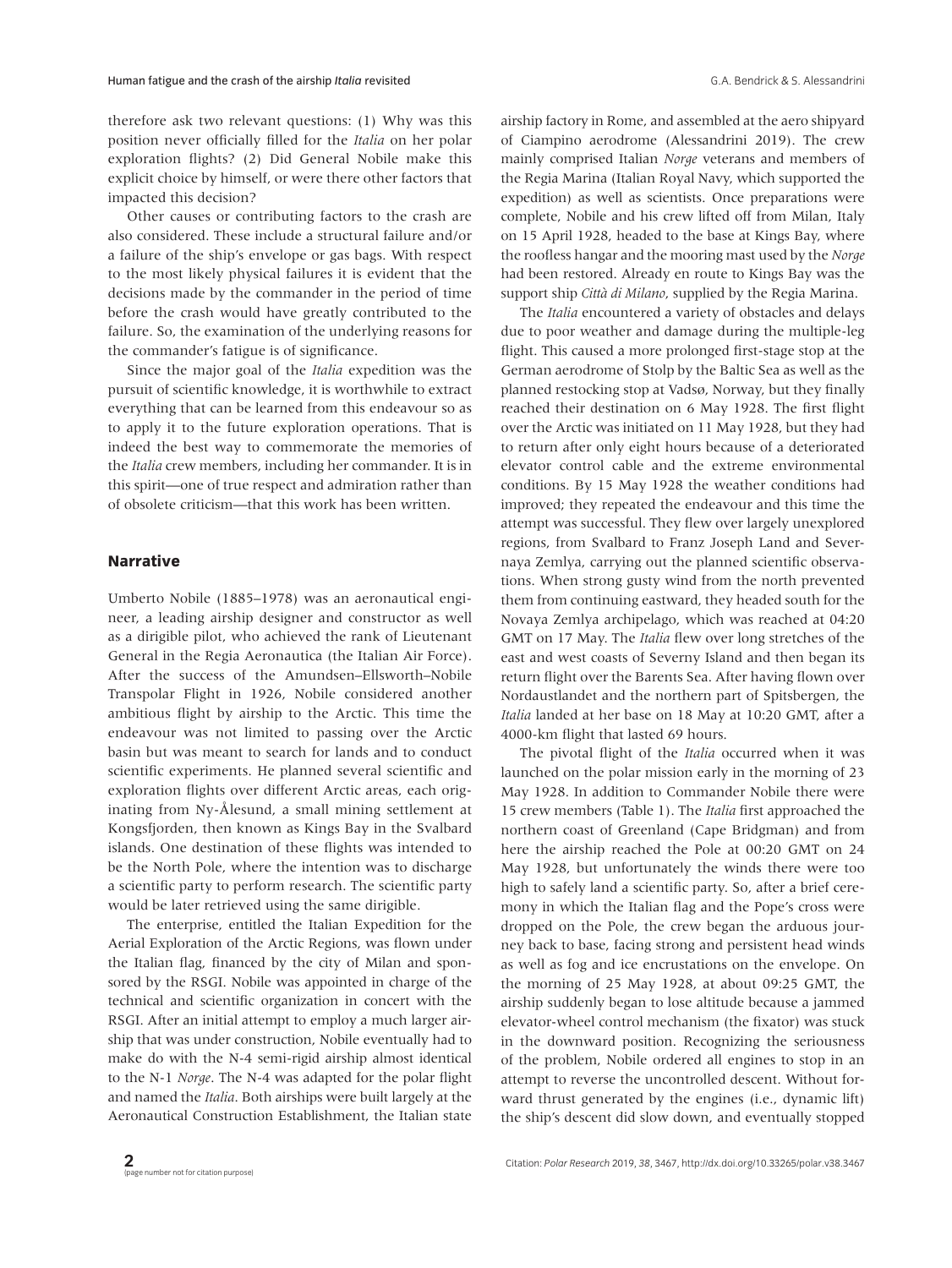therefore ask two relevant questions: (1) Why was this position never officially filled for the *Italia* on her polar exploration flights? (2) Did General Nobile make this explicit choice by himself, or were there other factors that impacted this decision?

Other causes or contributing factors to the crash are also considered. These include a structural failure and/or a failure of the ship's envelope or gas bags. With respect to the most likely physical failures it is evident that the decisions made by the commander in the period of time before the crash would have greatly contributed to the failure. So, the examination of the underlying reasons for the commander's fatigue is of significance.

Since the major goal of the *Italia* expedition was the pursuit of scientific knowledge, it is worthwhile to extract everything that can be learned from this endeavour so as to apply it to the future exploration operations. That is indeed the best way to commemorate the memories of the *Italia* crew members, including her commander. It is in this spirit—one of true respect and admiration rather than of obsolete criticism—that this work has been written.

## Narrative

Umberto Nobile (1885–1978) was an aeronautical engineer, a leading airship designer and constructor as well as a dirigible pilot, who achieved the rank of Lieutenant General in the Regia Aeronautica (the Italian Air Force). After the success of the Amundsen–Ellsworth–Nobile Transpolar Flight in 1926, Nobile considered another ambitious flight by airship to the Arctic. This time the endeavour was not limited to passing over the Arctic basin but was meant to search for lands and to conduct scientific experiments. He planned several scientific and exploration flights over different Arctic areas, each originating from Ny-Ålesund, a small mining settlement at Kongsfjorden, then known as Kings Bay in the Svalbard islands. One destination of these flights was intended to be the North Pole, where the intention was to discharge a scientific party to perform research. The scientific party would be later retrieved using the same dirigible.

The enterprise, entitled the Italian Expedition for the Aerial Exploration of the Arctic Regions, was flown under the Italian flag, financed by the city of Milan and sponsored by the RSGI. Nobile was appointed in charge of the technical and scientific organization in concert with the RSGI. After an initial attempt to employ a much larger airship that was under construction, Nobile eventually had to make do with the N-4 semi-rigid airship almost identical to the N-1 *Norge*. The N-4 was adapted for the polar flight and named the *Italia*. Both airships were built largely at the Aeronautical Construction Establishment, the Italian state airship factory in Rome, and assembled at the aero shipyard of Ciampino aerodrome (Alessandrini 2019). The crew mainly comprised Italian *Norge* veterans and members of the Regia Marina (Italian Royal Navy, which supported the expedition) as well as scientists. Once preparations were complete, Nobile and his crew lifted off from Milan, Italy on 15 April 1928, headed to the base at Kings Bay, where the roofless hangar and the mooring mast used by the *Norge* had been restored. Already en route to Kings Bay was the support ship *Città di Milano*, supplied by the Regia Marina.

The *Italia* encountered a variety of obstacles and delays due to poor weather and damage during the multiple-leg flight. This caused a more prolonged first-stage stop at the German aerodrome of Stolp by the Baltic Sea as well as the planned restocking stop at Vadsø, Norway, but they finally reached their destination on 6 May 1928. The first flight over the Arctic was initiated on 11 May 1928, but they had to return after only eight hours because of a deteriorated elevator control cable and the extreme environmental conditions. By 15 May 1928 the weather conditions had improved; they repeated the endeavour and this time the attempt was successful. They flew over largely unexplored regions, from Svalbard to Franz Joseph Land and Severnaya Zemlya, carrying out the planned scientific observations. When strong gusty wind from the north prevented them from continuing eastward, they headed south for the Novaya Zemlya archipelago, which was reached at 04:20 GMT on 17 May. The *Italia* flew over long stretches of the east and west coasts of Severny Island and then began its return flight over the Barents Sea. After having flown over Nordaustlandet and the northern part of Spitsbergen, the *Italia* landed at her base on 18 May at 10:20 GMT, after a 4000-km flight that lasted 69 hours.

The pivotal flight of the *Italia* occurred when it was launched on the polar mission early in the morning of 23 May 1928. In addition to Commander Nobile there were 15 crew members (Table 1). The *Italia* first approached the northern coast of Greenland (Cape Bridgman) and from here the airship reached the Pole at 00:20 GMT on 24 May 1928, but unfortunately the winds there were too high to safely land a scientific party. So, after a brief ceremony in which the Italian flag and the Pope's cross were dropped on the Pole, the crew began the arduous journey back to base, facing strong and persistent head winds as well as fog and ice encrustations on the envelope. On the morning of 25 May 1928, at about 09:25 GMT, the airship suddenly began to lose altitude because a jammed elevator-wheel control mechanism (the fixator) was stuck in the downward position. Recognizing the seriousness of the problem, Nobile ordered all engines to stop in an attempt to reverse the uncontrolled descent. Without forward thrust generated by the engines (i.e., dynamic lift) the ship's descent did slow down, and eventually stopped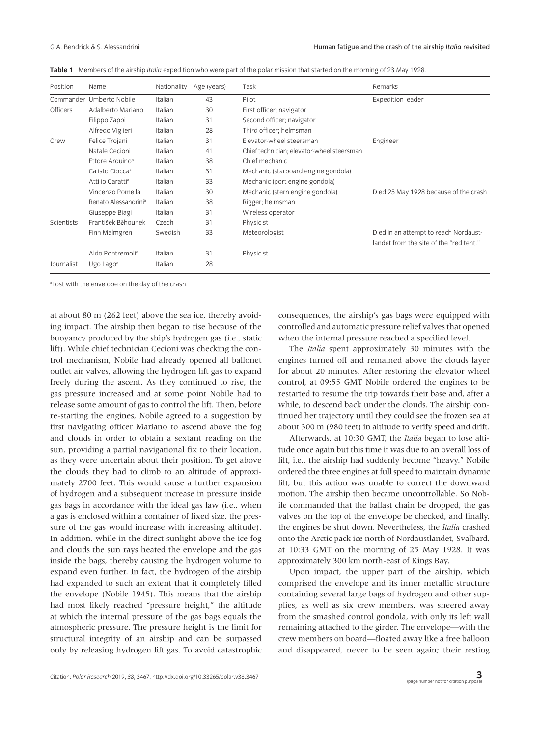**Table 1** Members of the airship *Italia* expedition who were part of the polar mission that started on the morning of 23 May 1928.

| Position | Name | Nationality | Age (years) | Task | Remarks |
|---|---|---|---|---|---|
| Commander | Umberto Nobile | Italian | 43 | Pilot | Expedition leader |
| Officers | Adalberto Mariano | Italian | 30 | First officer; navigator | |
| | Filippo Zappi | Italian | 31 | Second officer; navigator | |
| | Alfredo Viglieri | Italian | 28 | Third officer; helmsman | |
| Crew | Felice Trojani | Italian | 31 | Elevator-wheel steersman | Engineer |
| | Natale Cecioni | Italian | 41 | Chief technician; elevator-wheel steersman | |
| | Ettore Arduino[a] | Italian | 38 | Chief mechanic | |
| | Calisto Ciocca[a] | Italian | 31 | Mechanic (starboard engine gondola) | |
| | Attilio Caratti[a] | Italian | 33 | Mechanic (port engine gondola) | |
| | Vincenzo Pomella | Italian | 30 | Mechanic (stern engine gondola) | Died 25 May 1928 because of the crash |
| | Renato Alessandrini[a] | Italian | 38 | Rigger; helmsman | |
| | Giuseppe Biagi | Italian | 31 | Wireless operator | |
| Scientists | František Běhounek | Czech | 31 | Physicist | |
| | Finn Malmgren | Swedish | 33 | Meteorologist | Died in an attempt to reach Nordaustlandet from the site of the "red tent." |
| | Aldo Pontremoli[a] | Italian | 31 | Physicist | |
| Journalist | Ugo Lago[a] | Italian | 28 | | |

[a]Lost with the envelope on the day of the crash.

at about 80 m (262 feet) above the sea ice, thereby avoiding impact. The airship then began to rise because of the buoyancy produced by the ship's hydrogen gas (i.e., static lift). While chief technician Cecioni was checking the control mechanism, Nobile had already opened all ballonet outlet air valves, allowing the hydrogen lift gas to expand freely during the ascent. As they continued to rise, the gas pressure increased and at some point Nobile had to release some amount of gas to control the lift. Then, before re-starting the engines, Nobile agreed to a suggestion by first navigating officer Mariano to ascend above the fog and clouds in order to obtain a sextant reading on the sun, providing a partial navigational fix to their location, as they were uncertain about their position. To get above the clouds they had to climb to an altitude of approximately 2700 feet. This would cause a further expansion of hydrogen and a subsequent increase in pressure inside gas bags in accordance with the ideal gas law (i.e., when a gas is enclosed within a container of fixed size, the pressure of the gas would increase with increasing altitude). In addition, while in the direct sunlight above the ice fog and clouds the sun rays heated the envelope and the gas inside the bags, thereby causing the hydrogen volume to expand even further. In fact, the hydrogen of the airship had expanded to such an extent that it completely filled the envelope (Nobile 1945). This means that the airship had most likely reached "pressure height," the altitude at which the internal pressure of the gas bags equals the atmospheric pressure. The pressure height is the limit for structural integrity of an airship and can be surpassed only by releasing hydrogen lift gas. To avoid catastrophic consequences, the airship's gas bags were equipped with controlled and automatic pressure relief valves that opened when the internal pressure reached a specified level.

The *Italia* spent approximately 30 minutes with the engines turned off and remained above the clouds layer for about 20 minutes. After restoring the elevator wheel control, at 09:55 GMT Nobile ordered the engines to be restarted to resume the trip towards their base and, after a while, to descend back under the clouds. The airship continued her trajectory until they could see the frozen sea at about 300 m (980 feet) in altitude to verify speed and drift.

Afterwards, at 10:30 GMT, the *Italia* began to lose altitude once again but this time it was due to an overall loss of lift, i.e., the airship had suddenly become "heavy." Nobile ordered the three engines at full speed to maintain dynamic lift, but this action was unable to correct the downward motion. The airship then became uncontrollable. So Nobile commanded that the ballast chain be dropped, the gas valves on the top of the envelope be checked, and finally, the engines be shut down. Nevertheless, the *Italia* crashed onto the Arctic pack ice north of Nordaustlandet, Svalbard, at 10:33 GMT on the morning of 25 May 1928. It was approximately 300 km north-east of Kings Bay.

Upon impact, the upper part of the airship, which comprised the envelope and its inner metallic structure containing several large bags of hydrogen and other supplies, as well as six crew members, was sheered away from the smashed control gondola, with only its left wall remaining attached to the girder. The envelope—with the crew members on board—floated away like a free balloon and disappeared, never to be seen again; their resting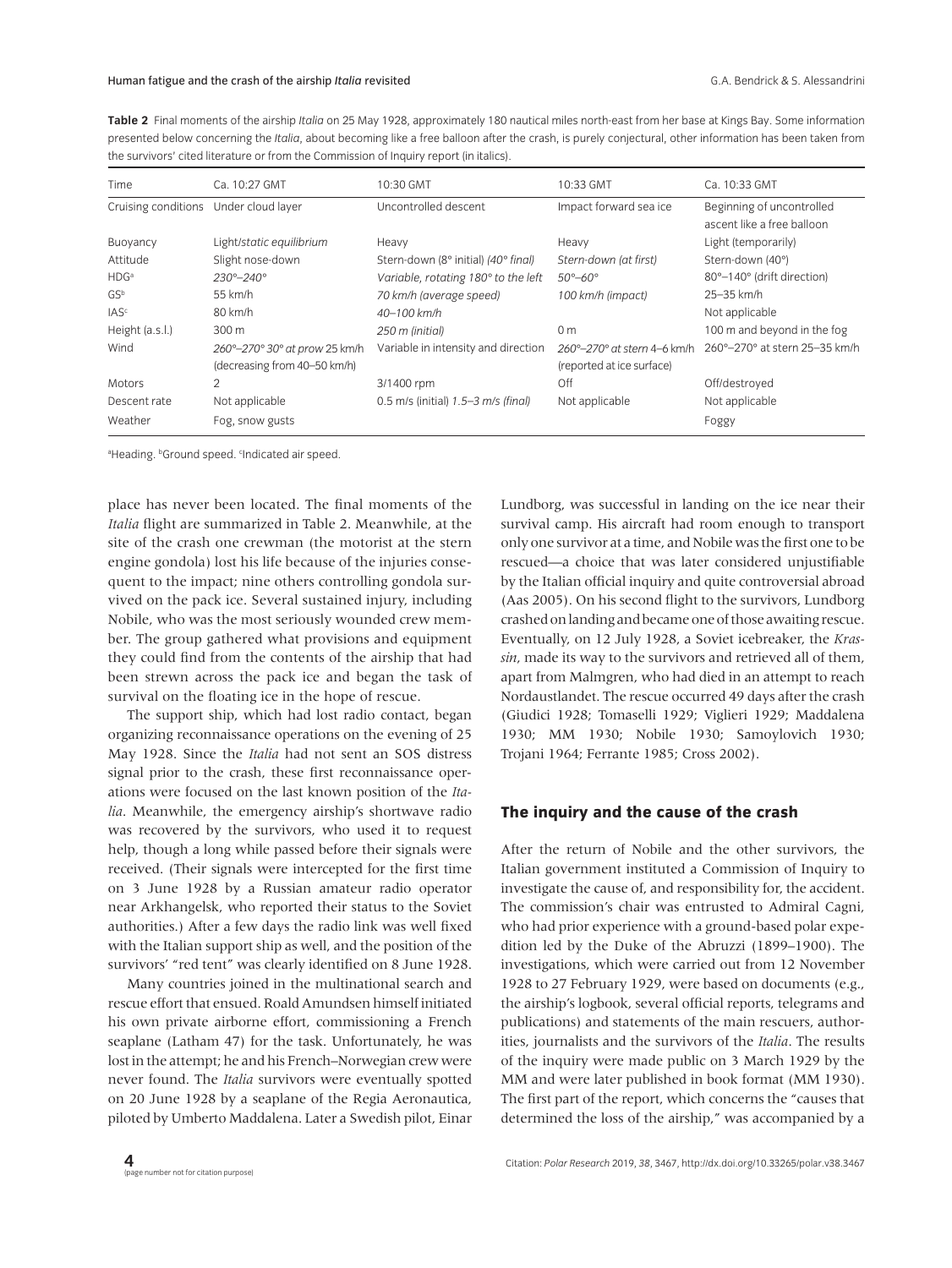**Table 2** Final moments of the airship *Italia* on 25 May 1928, approximately 180 nautical miles north-east from her base at Kings Bay. Some information presented below concerning the *Italia*, about becoming like a free balloon after the crash, is purely conjectural, other information has been taken from the survivors' cited literature or from the Commission of Inquiry report (in italics).

| Time | Ca. 10:27 GMT | 10:30 GMT | 10:33 GMT | Ca. 10:33 GMT |
|---|---|---|---|---|
| Cruising conditions | Under cloud layer | Uncontrolled descent | Impact forward sea ice | Beginning of uncontrolled ascent like a free balloon |
| Buoyancy | Light/*static equilibrium* | Heavy | Heavy | Light (temporarily) |
| Attitude | Slight nose-down | Stern-down (8° initial) *(40° final)* | *Stern-down (at first)* | Stern-down (40°) |
| HDG[a] | *230°–240°* | *Variable, rotating 180° to the left* | *50°–60°* | 80°–140° (drift direction) |
| GS[b] | 55 km/h | *70 km/h (average speed)* | *100 km/h (impact)* | 25–35 km/h |
| IAS[c] | 80 km/h | *40–100 km/h* | | Not applicable |
| Height (a.s.l.) | 300 m | *250 m (initial)* | 0 m | 100 m and beyond in the fog |
| Wind | *260°–270° 30° at prow 25 km/h* (decreasing from 40–50 km/h) | Variable in intensity and direction | *260°–270° at stern 4–6 km/h* (reported at ice surface) | 260°–270° at stern 25–35 km/h |
| Motors | 2 | 3/1400 rpm | Off | Off/destroyed |
| Descent rate | Not applicable | 0.5 m/s (initial) *1.5–3 m/s (final)* | Not applicable | Not applicable |
| Weather | Fog, snow gusts | | | Foggy |

[a]Heading. [b]Ground speed. [c]Indicated air speed.

place has never been located. The final moments of the *Italia* flight are summarized in Table 2. Meanwhile, at the site of the crash one crewman (the motorist at the stern engine gondola) lost his life because of the injuries consequent to the impact; nine others controlling gondola survived on the pack ice. Several sustained injury, including Nobile, who was the most seriously wounded crew member. The group gathered what provisions and equipment they could find from the contents of the airship that had been strewn across the pack ice and began the task of survival on the floating ice in the hope of rescue.

The support ship, which had lost radio contact, began organizing reconnaissance operations on the evening of 25 May 1928. Since the *Italia* had not sent an SOS distress signal prior to the crash, these first reconnaissance operations were focused on the last known position of the *Italia*. Meanwhile, the emergency airship's shortwave radio was recovered by the survivors, who used it to request help, though a long while passed before their signals were received. (Their signals were intercepted for the first time on 3 June 1928 by a Russian amateur radio operator near Arkhangelsk, who reported their status to the Soviet authorities.) After a few days the radio link was well fixed with the Italian support ship as well, and the position of the survivors' "red tent" was clearly identified on 8 June 1928.

Many countries joined in the multinational search and rescue effort that ensued. Roald Amundsen himself initiated his own private airborne effort, commissioning a French seaplane (Latham 47) for the task. Unfortunately, he was lost in the attempt; he and his French–Norwegian crew were never found. The *Italia* survivors were eventually spotted on 20 June 1928 by a seaplane of the Regia Aeronautica, piloted by Umberto Maddalena. Later a Swedish pilot, Einar Lundborg, was successful in landing on the ice near their survival camp. His aircraft had room enough to transport only one survivor at a time, and Nobile was the first one to be rescued—a choice that was later considered unjustifiable by the Italian official inquiry and quite controversial abroad (Aas 2005). On his second flight to the survivors, Lundborg crashed on landing and became one of those awaiting rescue. Eventually, on 12 July 1928, a Soviet icebreaker, the *Krassin*, made its way to the survivors and retrieved all of them, apart from Malmgren, who had died in an attempt to reach Nordaustlandet. The rescue occurred 49 days after the crash (Giudici 1928; Tomaselli 1929; Viglieri 1929; Maddalena 1930; MM 1930; Nobile 1930; Samoylovich 1930; Trojani 1964; Ferrante 1985; Cross 2002).

## The inquiry and the cause of the crash

After the return of Nobile and the other survivors, the Italian government instituted a Commission of Inquiry to investigate the cause of, and responsibility for, the accident. The commission's chair was entrusted to Admiral Cagni, who had prior experience with a ground-based polar expedition led by the Duke of the Abruzzi (1899–1900). The investigations, which were carried out from 12 November 1928 to 27 February 1929, were based on documents (e.g., the airship's logbook, several official reports, telegrams and publications) and statements of the main rescuers, authorities, journalists and the survivors of the *Italia*. The results of the inquiry were made public on 3 March 1929 by the MM and were later published in book format (MM 1930). The first part of the report, which concerns the "causes that determined the loss of the airship," was accompanied by a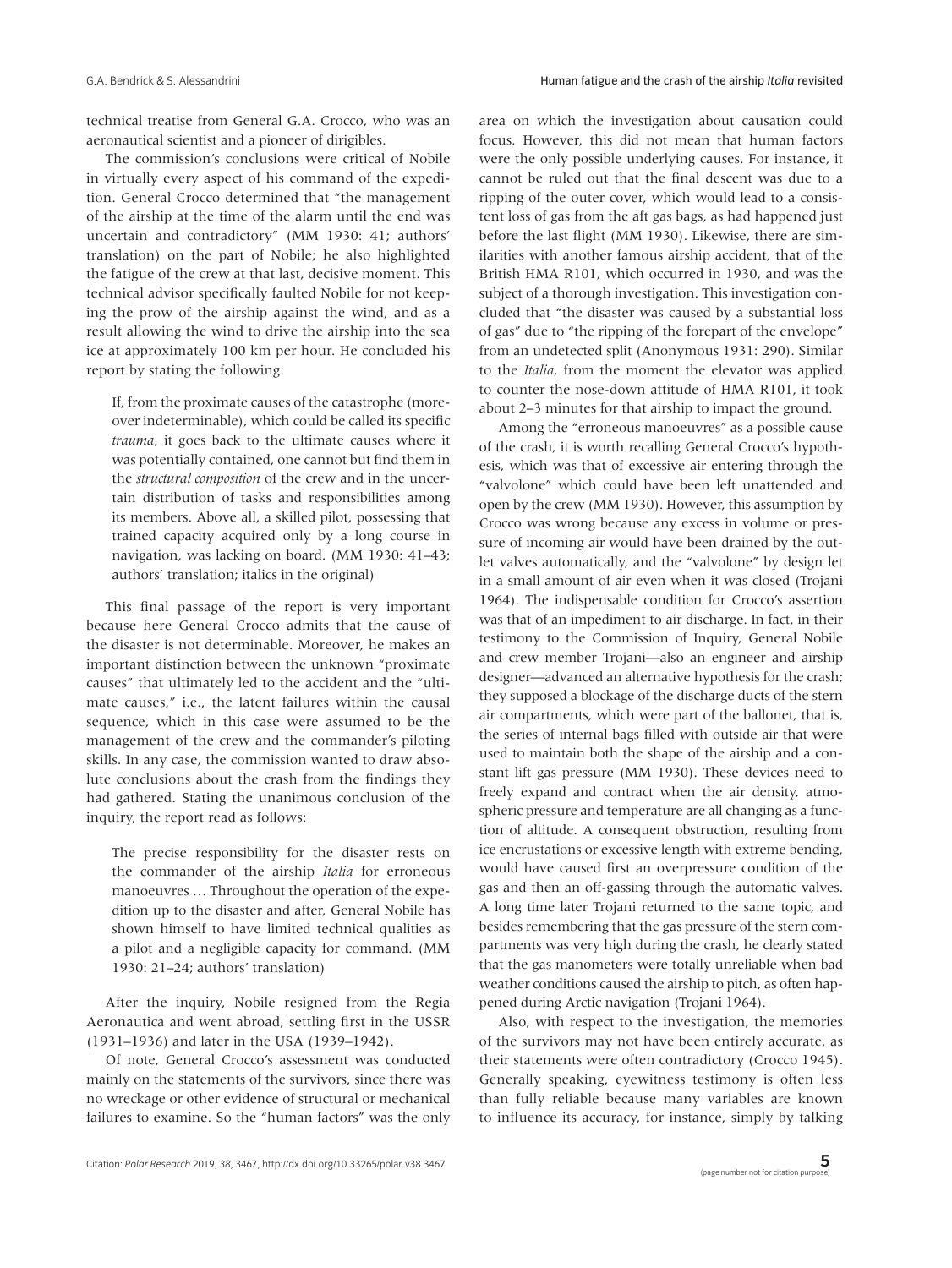technical treatise from General G.A. Crocco, who was an aeronautical scientist and a pioneer of dirigibles.

The commission's conclusions were critical of Nobile in virtually every aspect of his command of the expedition. General Crocco determined that "the management of the airship at the time of the alarm until the end was uncertain and contradictory" (MM 1930: 41; authors' translation) on the part of Nobile; he also highlighted the fatigue of the crew at that last, decisive moment. This technical advisor specifically faulted Nobile for not keeping the prow of the airship against the wind, and as a result allowing the wind to drive the airship into the sea ice at approximately 100 km per hour. He concluded his report by stating the following:

> If, from the proximate causes of the catastrophe (moreover indeterminable), which could be called its specific *trauma*, it goes back to the ultimate causes where it was potentially contained, one cannot but find them in the *structural composition* of the crew and in the uncertain distribution of tasks and responsibilities among its members. Above all, a skilled pilot, possessing that trained capacity acquired only by a long course in navigation, was lacking on board. (MM 1930: 41–43; authors' translation; italics in the original)

This final passage of the report is very important because here General Crocco admits that the cause of the disaster is not determinable. Moreover, he makes an important distinction between the unknown "proximate causes" that ultimately led to the accident and the "ultimate causes," i.e., the latent failures within the causal sequence, which in this case were assumed to be the management of the crew and the commander's piloting skills. In any case, the commission wanted to draw absolute conclusions about the crash from the findings they had gathered. Stating the unanimous conclusion of the inquiry, the report read as follows:

> The precise responsibility for the disaster rests on the commander of the airship *Italia* for erroneous manoeuvres ... Throughout the operation of the expedition up to the disaster and after, General Nobile has shown himself to have limited technical qualities as a pilot and a negligible capacity for command. (MM 1930: 21–24; authors' translation)

After the inquiry, Nobile resigned from the Regia Aeronautica and went abroad, settling first in the USSR (1931–1936) and later in the USA (1939–1942).

Of note, General Crocco's assessment was conducted mainly on the statements of the survivors, since there was no wreckage or other evidence of structural or mechanical failures to examine. So the "human factors" was the only area on which the investigation about causation could focus. However, this did not mean that human factors were the only possible underlying causes. For instance, it cannot be ruled out that the final descent was due to a ripping of the outer cover, which would lead to a consistent loss of gas from the aft gas bags, as had happened just before the last flight (MM 1930). Likewise, there are similarities with another famous airship accident, that of the British HMA R101, which occurred in 1930, and was the subject of a thorough investigation. This investigation concluded that "the disaster was caused by a substantial loss of gas" due to "the ripping of the forepart of the envelope" from an undetected split (Anonymous 1931: 290). Similar to the *Italia*, from the moment the elevator was applied to counter the nose-down attitude of HMA R101, it took about 2–3 minutes for that airship to impact the ground.

Among the "erroneous manoeuvres" as a possible cause of the crash, it is worth recalling General Crocco's hypothesis, which was that of excessive air entering through the "valvolone" which could have been left unattended and open by the crew (MM 1930). However, this assumption by Crocco was wrong because any excess in volume or pressure of incoming air would have been drained by the outlet valves automatically, and the "valvolone" by design let in a small amount of air even when it was closed (Trojani 1964). The indispensable condition for Crocco's assertion was that of an impediment to air discharge. In fact, in their testimony to the Commission of Inquiry, General Nobile and crew member Trojani—also an engineer and airship designer—advanced an alternative hypothesis for the crash; they supposed a blockage of the discharge ducts of the stern air compartments, which were part of the ballonet, that is, the series of internal bags filled with outside air that were used to maintain both the shape of the airship and a constant lift gas pressure (MM 1930). These devices need to freely expand and contract when the air density, atmospheric pressure and temperature are all changing as a function of altitude. A consequent obstruction, resulting from ice encrustations or excessive length with extreme bending, would have caused first an overpressure condition of the gas and then an off-gassing through the automatic valves. A long time later Trojani returned to the same topic, and besides remembering that the gas pressure of the stern compartments was very high during the crash, he clearly stated that the gas manometers were totally unreliable when bad weather conditions caused the airship to pitch, as often happened during Arctic navigation (Trojani 1964).

Also, with respect to the investigation, the memories of the survivors may not have been entirely accurate, as their statements were often contradictory (Crocco 1945). Generally speaking, eyewitness testimony is often less than fully reliable because many variables are known to influence its accuracy, for instance, simply by talking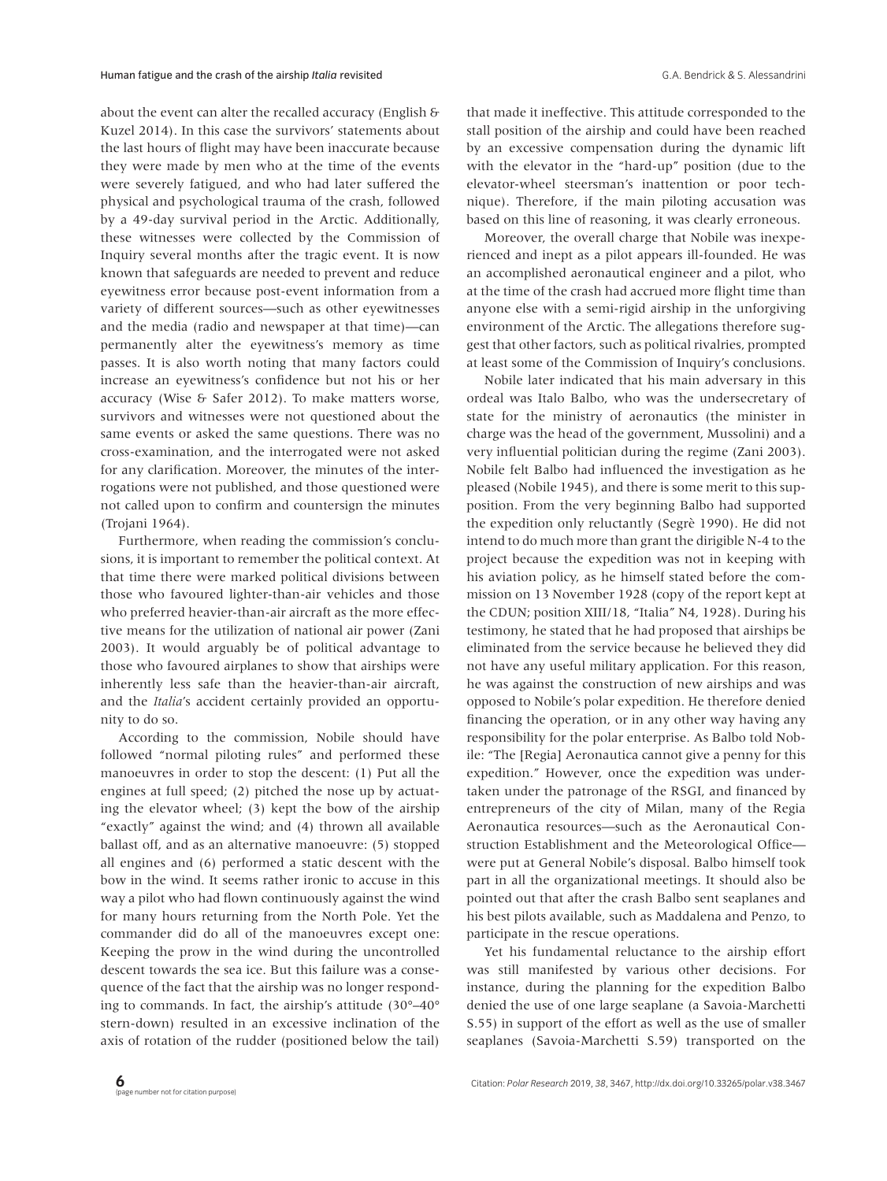about the event can alter the recalled accuracy (English & Kuzel 2014). In this case the survivors' statements about the last hours of flight may have been inaccurate because they were made by men who at the time of the events were severely fatigued, and who had later suffered the physical and psychological trauma of the crash, followed by a 49-day survival period in the Arctic. Additionally, these witnesses were collected by the Commission of Inquiry several months after the tragic event. It is now known that safeguards are needed to prevent and reduce eyewitness error because post-event information from a variety of different sources—such as other eyewitnesses and the media (radio and newspaper at that time)—can permanently alter the eyewitness's memory as time passes. It is also worth noting that many factors could increase an eyewitness's confidence but not his or her accuracy (Wise & Safer 2012). To make matters worse, survivors and witnesses were not questioned about the same events or asked the same questions. There was no cross-examination, and the interrogated were not asked for any clarification. Moreover, the minutes of the interrogations were not published, and those questioned were not called upon to confirm and countersign the minutes (Trojani 1964).

Furthermore, when reading the commission's conclusions, it is important to remember the political context. At that time there were marked political divisions between those who favoured lighter-than-air vehicles and those who preferred heavier-than-air aircraft as the more effective means for the utilization of national air power (Zani 2003). It would arguably be of political advantage to those who favoured airplanes to show that airships were inherently less safe than the heavier-than-air aircraft, and the *Italia*'s accident certainly provided an opportunity to do so.

According to the commission, Nobile should have followed "normal piloting rules" and performed these manoeuvres in order to stop the descent: (1) Put all the engines at full speed; (2) pitched the nose up by actuating the elevator wheel; (3) kept the bow of the airship "exactly" against the wind; and (4) thrown all available ballast off, and as an alternative manoeuvre: (5) stopped all engines and (6) performed a static descent with the bow in the wind. It seems rather ironic to accuse in this way a pilot who had flown continuously against the wind for many hours returning from the North Pole. Yet the commander did do all of the manoeuvres except one: Keeping the prow in the wind during the uncontrolled descent towards the sea ice. But this failure was a consequence of the fact that the airship was no longer responding to commands. In fact, the airship's attitude (30°–40° stern-down) resulted in an excessive inclination of the axis of rotation of the rudder (positioned below the tail) that made it ineffective. This attitude corresponded to the stall position of the airship and could have been reached by an excessive compensation during the dynamic lift with the elevator in the "hard-up" position (due to the elevator-wheel steersman's inattention or poor technique). Therefore, if the main piloting accusation was based on this line of reasoning, it was clearly erroneous.

Moreover, the overall charge that Nobile was inexperienced and inept as a pilot appears ill-founded. He was an accomplished aeronautical engineer and a pilot, who at the time of the crash had accrued more flight time than anyone else with a semi-rigid airship in the unforgiving environment of the Arctic. The allegations therefore suggest that other factors, such as political rivalries, prompted at least some of the Commission of Inquiry's conclusions.

Nobile later indicated that his main adversary in this ordeal was Italo Balbo, who was the undersecretary of state for the ministry of aeronautics (the minister in charge was the head of the government, Mussolini) and a very influential politician during the regime (Zani 2003). Nobile felt Balbo had influenced the investigation as he pleased (Nobile 1945), and there is some merit to this supposition. From the very beginning Balbo had supported the expedition only reluctantly (Segrè 1990). He did not intend to do much more than grant the dirigible N-4 to the project because the expedition was not in keeping with his aviation policy, as he himself stated before the commission on 13 November 1928 (copy of the report kept at the CDUN; position XIII/18, "Italia" N4, 1928). During his testimony, he stated that he had proposed that airships be eliminated from the service because he believed they did not have any useful military application. For this reason, he was against the construction of new airships and was opposed to Nobile's polar expedition. He therefore denied financing the operation, or in any other way having any responsibility for the polar enterprise. As Balbo told Nobile: "The [Regia] Aeronautica cannot give a penny for this expedition." However, once the expedition was undertaken under the patronage of the RSGI, and financed by entrepreneurs of the city of Milan, many of the Regia Aeronautica resources—such as the Aeronautical Construction Establishment and the Meteorological Office—were put at General Nobile's disposal. Balbo himself took part in all the organizational meetings. It should also be pointed out that after the crash Balbo sent seaplanes and his best pilots available, such as Maddalena and Penzo, to participate in the rescue operations.

Yet his fundamental reluctance to the airship effort was still manifested by various other decisions. For instance, during the planning for the expedition Balbo denied the use of one large seaplane (a Savoia-Marchetti S.55) in support of the effort as well as the use of smaller seaplanes (Savoia-Marchetti S.59) transported on the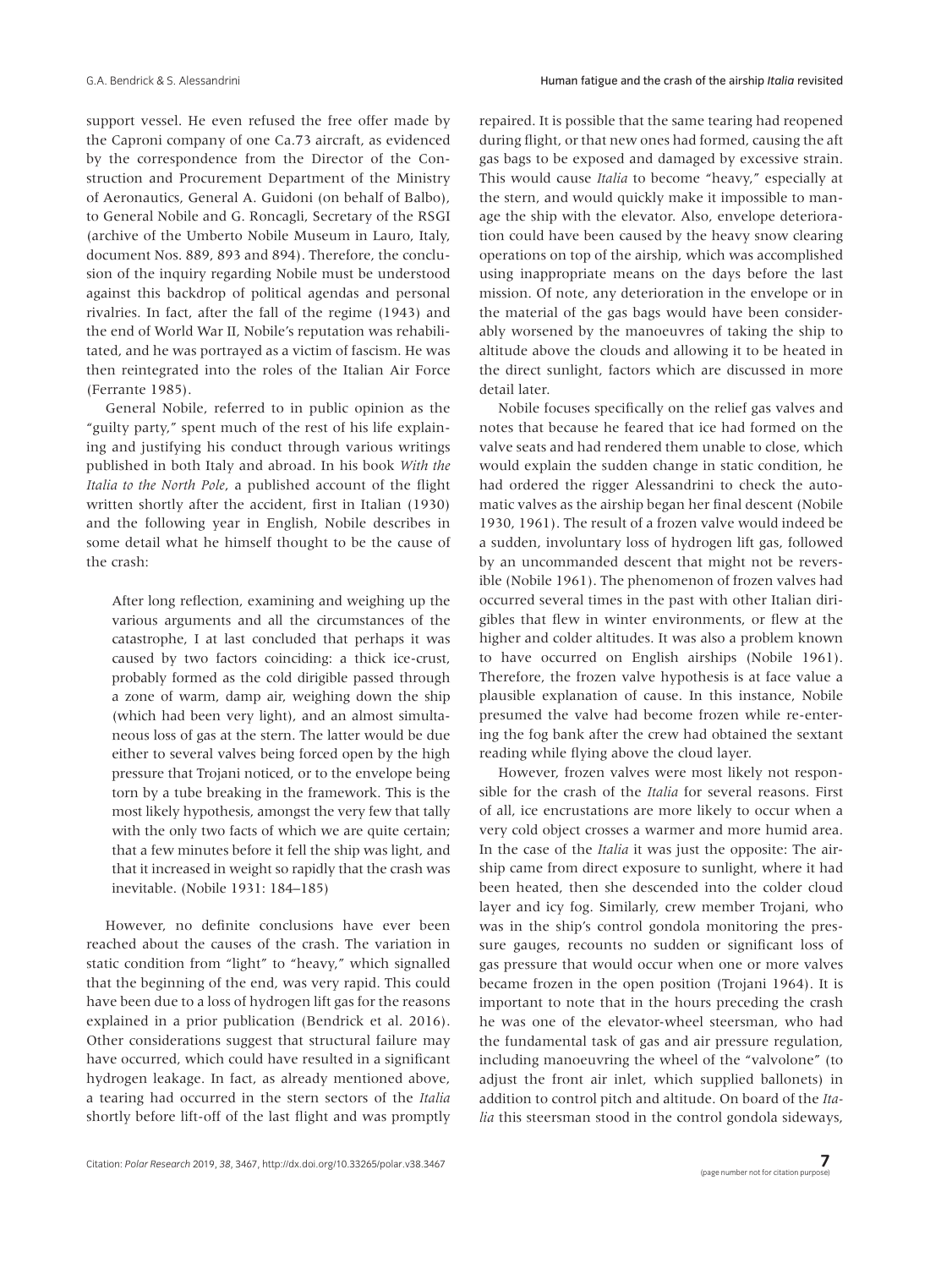support vessel. He even refused the free offer made by the Caproni company of one Ca.73 aircraft, as evidenced by the correspondence from the Director of the Construction and Procurement Department of the Ministry of Aeronautics, General A. Guidoni (on behalf of Balbo), to General Nobile and G. Roncagli, Secretary of the RSGI (archive of the Umberto Nobile Museum in Lauro, Italy, document Nos. 889, 893 and 894). Therefore, the conclusion of the inquiry regarding Nobile must be understood against this backdrop of political agendas and personal rivalries. In fact, after the fall of the regime (1943) and the end of World War II, Nobile's reputation was rehabilitated, and he was portrayed as a victim of fascism. He was then reintegrated into the roles of the Italian Air Force (Ferrante 1985).

General Nobile, referred to in public opinion as the "guilty party," spent much of the rest of his life explaining and justifying his conduct through various writings published in both Italy and abroad. In his book *With the Italia to the North Pole*, a published account of the flight written shortly after the accident, first in Italian (1930) and the following year in English, Nobile describes in some detail what he himself thought to be the cause of the crash:

> After long reflection, examining and weighing up the various arguments and all the circumstances of the catastrophe, I at last concluded that perhaps it was caused by two factors coinciding: a thick ice-crust, probably formed as the cold dirigible passed through a zone of warm, damp air, weighing down the ship (which had been very light), and an almost simultaneous loss of gas at the stern. The latter would be due either to several valves being forced open by the high pressure that Trojani noticed, or to the envelope being torn by a tube breaking in the framework. This is the most likely hypothesis, amongst the very few that tally with the only two facts of which we are quite certain; that a few minutes before it fell the ship was light, and that it increased in weight so rapidly that the crash was inevitable. (Nobile 1931: 184–185)

However, no definite conclusions have ever been reached about the causes of the crash. The variation in static condition from "light" to "heavy," which signalled that the beginning of the end, was very rapid. This could have been due to a loss of hydrogen lift gas for the reasons explained in a prior publication (Bendrick et al. 2016). Other considerations suggest that structural failure may have occurred, which could have resulted in a significant hydrogen leakage. In fact, as already mentioned above, a tearing had occurred in the stern sectors of the *Italia* shortly before lift-off of the last flight and was promptly repaired. It is possible that the same tearing had reopened during flight, or that new ones had formed, causing the aft gas bags to be exposed and damaged by excessive strain. This would cause *Italia* to become "heavy," especially at the stern, and would quickly make it impossible to manage the ship with the elevator. Also, envelope deterioration could have been caused by the heavy snow clearing operations on top of the airship, which was accomplished using inappropriate means on the days before the last mission. Of note, any deterioration in the envelope or in the material of the gas bags would have been considerably worsened by the manoeuvres of taking the ship to altitude above the clouds and allowing it to be heated in the direct sunlight, factors which are discussed in more detail later.

Nobile focuses specifically on the relief gas valves and notes that because he feared that ice had formed on the valve seats and had rendered them unable to close, which would explain the sudden change in static condition, he had ordered the rigger Alessandrini to check the automatic valves as the airship began her final descent (Nobile 1930, 1961). The result of a frozen valve would indeed be a sudden, involuntary loss of hydrogen lift gas, followed by an uncommanded descent that might not be reversible (Nobile 1961). The phenomenon of frozen valves had occurred several times in the past with other Italian dirigibles that flew in winter environments, or flew at the higher and colder altitudes. It was also a problem known to have occurred on English airships (Nobile 1961). Therefore, the frozen valve hypothesis is at face value a plausible explanation of cause. In this instance, Nobile presumed the valve had become frozen while re-entering the fog bank after the crew had obtained the sextant reading while flying above the cloud layer.

However, frozen valves were most likely not responsible for the crash of the *Italia* for several reasons. First of all, ice encrustations are more likely to occur when a very cold object crosses a warmer and more humid area. In the case of the *Italia* it was just the opposite: The airship came from direct exposure to sunlight, where it had been heated, then she descended into the colder cloud layer and icy fog. Similarly, crew member Trojani, who was in the ship's control gondola monitoring the pressure gauges, recounts no sudden or significant loss of gas pressure that would occur when one or more valves became frozen in the open position (Trojani 1964). It is important to note that in the hours preceding the crash he was one of the elevator-wheel steersman, who had the fundamental task of gas and air pressure regulation, including manoeuvring the wheel of the "valvolone" (to adjust the front air inlet, which supplied ballonets) in addition to control pitch and altitude. On board of the *Italia* this steersman stood in the control gondola sideways,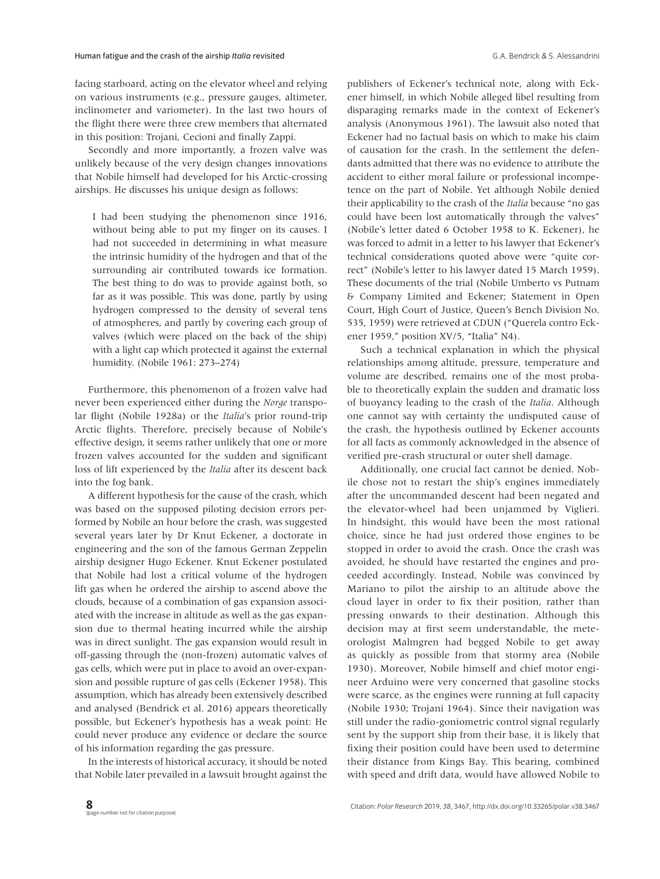facing starboard, acting on the elevator wheel and relying on various instruments (e.g., pressure gauges, altimeter, inclinometer and variometer). In the last two hours of the flight there were three crew members that alternated in this position: Trojani, Cecioni and finally Zappi.

Secondly and more importantly, a frozen valve was unlikely because of the very design changes innovations that Nobile himself had developed for his Arctic-crossing airships. He discusses his unique design as follows:

> I had been studying the phenomenon since 1916, without being able to put my finger on its causes. I had not succeeded in determining in what measure the intrinsic humidity of the hydrogen and that of the surrounding air contributed towards ice formation. The best thing to do was to provide against both, so far as it was possible. This was done, partly by using hydrogen compressed to the density of several tens of atmospheres, and partly by covering each group of valves (which were placed on the back of the ship) with a light cap which protected it against the external humidity. (Nobile 1961: 273–274)

Furthermore, this phenomenon of a frozen valve had never been experienced either during the *Norge* transpolar flight (Nobile 1928a) or the *Italia*'s prior round-trip Arctic flights. Therefore, precisely because of Nobile's effective design, it seems rather unlikely that one or more frozen valves accounted for the sudden and significant loss of lift experienced by the *Italia* after its descent back into the fog bank.

A different hypothesis for the cause of the crash, which was based on the supposed piloting decision errors performed by Nobile an hour before the crash, was suggested several years later by Dr Knut Eckener, a doctorate in engineering and the son of the famous German Zeppelin airship designer Hugo Eckener. Knut Eckener postulated that Nobile had lost a critical volume of the hydrogen lift gas when he ordered the airship to ascend above the clouds, because of a combination of gas expansion associated with the increase in altitude as well as the gas expansion due to thermal heating incurred while the airship was in direct sunlight. The gas expansion would result in off-gassing through the (non-frozen) automatic valves of gas cells, which were put in place to avoid an over-expansion and possible rupture of gas cells (Eckener 1958). This assumption, which has already been extensively described and analysed (Bendrick et al. 2016) appears theoretically possible, but Eckener's hypothesis has a weak point: He could never produce any evidence or declare the source of his information regarding the gas pressure.

In the interests of historical accuracy, it should be noted that Nobile later prevailed in a lawsuit brought against the publishers of Eckener's technical note, along with Eckener himself, in which Nobile alleged libel resulting from disparaging remarks made in the context of Eckener's analysis (Anonymous 1961). The lawsuit also noted that Eckener had no factual basis on which to make his claim of causation for the crash. In the settlement the defendants admitted that there was no evidence to attribute the accident to either moral failure or professional incompetence on the part of Nobile. Yet although Nobile denied their applicability to the crash of the *Italia* because "no gas could have been lost automatically through the valves" (Nobile's letter dated 6 October 1958 to K. Eckener), he was forced to admit in a letter to his lawyer that Eckener's technical considerations quoted above were "quite correct" (Nobile's letter to his lawyer dated 15 March 1959). These documents of the trial (Nobile Umberto vs Putnam & Company Limited and Eckener; Statement in Open Court, High Court of Justice, Queen's Bench Division No. 535, 1959) were retrieved at CDUN ("Querela contro Eckener 1959," position XV/5, "Italia" N4).

Such a technical explanation in which the physical relationships among altitude, pressure, temperature and volume are described, remains one of the most probable to theoretically explain the sudden and dramatic loss of buoyancy leading to the crash of the *Italia*. Although one cannot say with certainty the undisputed cause of the crash, the hypothesis outlined by Eckener accounts for all facts as commonly acknowledged in the absence of verified pre-crash structural or outer shell damage.

Additionally, one crucial fact cannot be denied. Nobile chose not to restart the ship's engines immediately after the uncommanded descent had been negated and the elevator-wheel had been unjammed by Viglieri. In hindsight, this would have been the most rational choice, since he had just ordered those engines to be stopped in order to avoid the crash. Once the crash was avoided, he should have restarted the engines and proceeded accordingly. Instead, Nobile was convinced by Mariano to pilot the airship to an altitude above the cloud layer in order to fix their position, rather than pressing onwards to their destination. Although this decision may at first seem understandable, the meteorologist Malmgren had begged Nobile to get away as quickly as possible from that stormy area (Nobile 1930). Moreover, Nobile himself and chief motor engineer Arduino were very concerned that gasoline stocks were scarce, as the engines were running at full capacity (Nobile 1930; Trojani 1964). Since their navigation was still under the radio-goniometric control signal regularly sent by the support ship from their base, it is likely that fixing their position could have been used to determine their distance from Kings Bay. This bearing, combined with speed and drift data, would have allowed Nobile to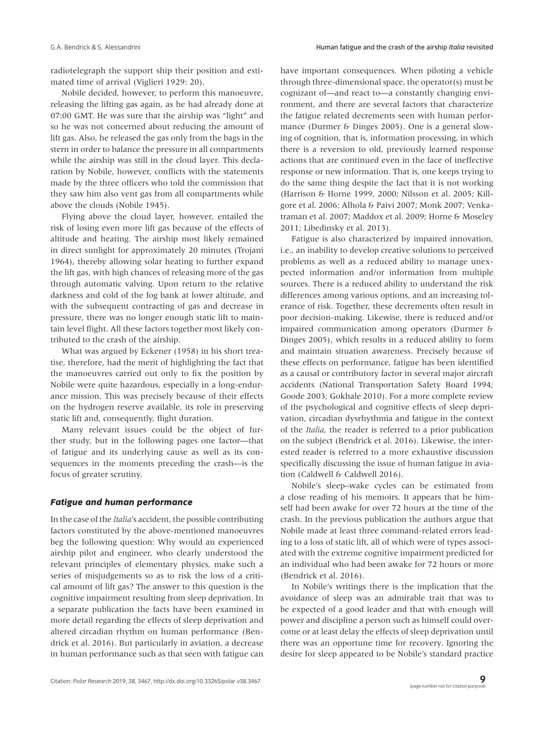radiotelegraph the support ship their position and estimated time of arrival (Viglieri 1929: 20).

Nobile decided, however, to perform this manoeuvre, releasing the lifting gas again, as he had already done at 07:00 GMT. He was sure that the airship was "light" and so he was not concerned about reducing the amount of lift gas. Also, he released the gas only from the bags in the stern in order to balance the pressure in all compartments while the airship was still in the cloud layer. This declaration by Nobile, however, conflicts with the statements made by the three officers who told the commission that they saw him also vent gas from all compartments while above the clouds (Nobile 1945).

Flying above the cloud layer, however, entailed the risk of losing even more lift gas because of the effects of altitude and heating. The airship most likely remained in direct sunlight for approximately 20 minutes (Trojani 1964), thereby allowing solar heating to further expand the lift gas, with high chances of releasing more of the gas through automatic valving. Upon return to the relative darkness and cold of the fog bank at lower altitude, and with the subsequent contracting of gas and decrease in pressure, there was no longer enough static lift to maintain level flight. All these factors together most likely contributed to the crash of the airship.

What was argued by Eckener (1958) in his short treatise, therefore, had the merit of highlighting the fact that the manoeuvres carried out only to fix the position by Nobile were quite hazardous, especially in a long-endurance mission. This was precisely because of their effects on the hydrogen reserve available, its role in preserving static lift and, consequently, flight duration.

Many relevant issues could be the object of further study, but in the following pages one factor—that of fatigue and its underlying cause as well as its consequences in the moments preceding the crash—is the focus of greater scrutiny.

## *Fatigue and human performance*

In the case of the *Italia*'s accident, the possible contributing factors constituted by the above-mentioned manoeuvres beg the following question: Why would an experienced airship pilot and engineer, who clearly understood the relevant principles of elementary physics, make such a series of misjudgements so as to risk the loss of a critical amount of lift gas? The answer to this question is the cognitive impairment resulting from sleep deprivation. In a separate publication the facts have been examined in more detail regarding the effects of sleep deprivation and altered circadian rhythm on human performance (Bendrick et al. 2016). But particularly in aviation, a decrease in human performance such as that seen with fatigue can have important consequences. When piloting a vehicle through three-dimensional space, the operator(s) must be cognizant of—and react to—a constantly changing environment, and there are several factors that characterize the fatigue related decrements seen with human performance (Durmer & Dinges 2005). One is a general slowing of cognition, that is, information processing, in which there is a reversion to old, previously learned response actions that are continued even in the face of ineffective response or new information. That is, one keeps trying to do the same thing despite the fact that it is not working (Harrison & Horne 1999, 2000; Nilsson et al. 2005; Killgore et al. 2006; Alhola & Paivi 2007; Monk 2007; Venkatraman et al. 2007; Maddox et al. 2009; Horne & Moseley 2011; Libedinsky et al. 2013).

Fatigue is also characterized by impaired innovation, i.e., an inability to develop creative solutions to perceived problems as well as a reduced ability to manage unexpected information and/or information from multiple sources. There is a reduced ability to understand the risk differences among various options, and an increasing tolerance of risk. Together, these decrements often result in poor decision-making. Likewise, there is reduced and/or impaired communication among operators (Durmer & Dinges 2005), which results in a reduced ability to form and maintain situation awareness. Precisely because of these effects on performance, fatigue has been identified as a causal or contributory factor in several major aircraft accidents (National Transportation Safety Board 1994; Goode 2003; Gokhale 2010). For a more complete review of the psychological and cognitive effects of sleep deprivation, circadian dysrhythmia and fatigue in the context of the *Italia*, the reader is referred to a prior publication on the subject (Bendrick et al. 2016). Likewise, the interested reader is referred to a more exhaustive discussion specifically discussing the issue of human fatigue in aviation (Caldwell & Caldwell 2016).

Nobile's sleep–wake cycles can be estimated from a close reading of his memoirs. It appears that he himself had been awake for over 72 hours at the time of the crash. In the previous publication the authors argue that Nobile made at least three command-related errors leading to a loss of static lift, all of which were of types associated with the extreme cognitive impairment predicted for an individual who had been awake for 72 hours or more (Bendrick et al. 2016).

In Nobile's writings there is the implication that the avoidance of sleep was an admirable trait that was to be expected of a good leader and that with enough will power and discipline a person such as himself could overcome or at least delay the effects of sleep deprivation until there was an opportune time for recovery. Ignoring the desire for sleep appeared to be Nobile's standard practice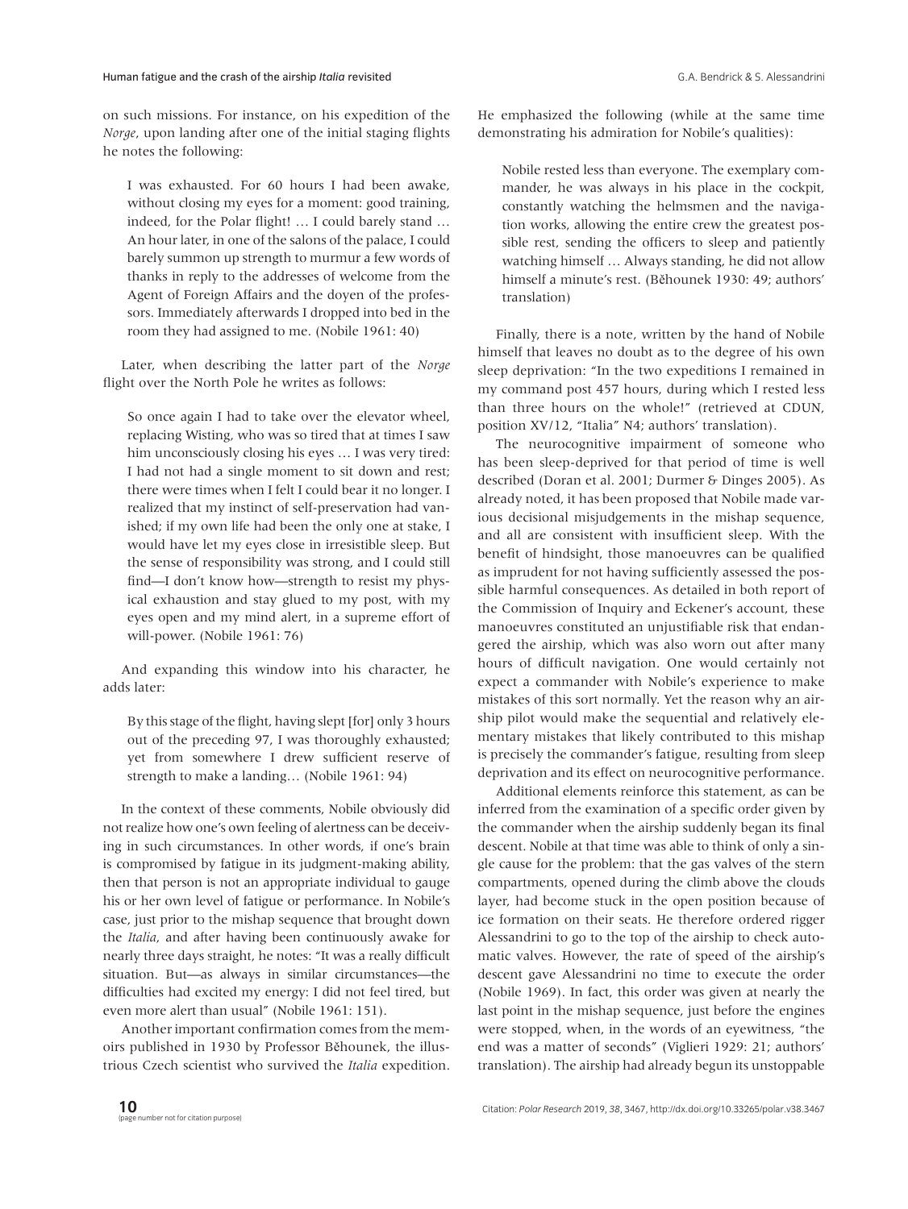on such missions. For instance, on his expedition of the *Norge*, upon landing after one of the initial staging flights he notes the following:

> I was exhausted. For 60 hours I had been awake, without closing my eyes for a moment: good training, indeed, for the Polar flight! … I could barely stand … An hour later, in one of the salons of the palace, I could barely summon up strength to murmur a few words of thanks in reply to the addresses of welcome from the Agent of Foreign Affairs and the doyen of the professors. Immediately afterwards I dropped into bed in the room they had assigned to me. (Nobile 1961: 40)

Later, when describing the latter part of the *Norge* flight over the North Pole he writes as follows:

> So once again I had to take over the elevator wheel, replacing Wisting, who was so tired that at times I saw him unconsciously closing his eyes … I was very tired: I had not had a single moment to sit down and rest; there were times when I felt I could bear it no longer. I realized that my instinct of self-preservation had vanished; if my own life had been the only one at stake, I would have let my eyes close in irresistible sleep. But the sense of responsibility was strong, and I could still find—I don't know how—strength to resist my physical exhaustion and stay glued to my post, with my eyes open and my mind alert, in a supreme effort of will-power. (Nobile 1961: 76)

And expanding this window into his character, he adds later:

> By this stage of the flight, having slept [for] only 3 hours out of the preceding 97, I was thoroughly exhausted; yet from somewhere I drew sufficient reserve of strength to make a landing… (Nobile 1961: 94)

In the context of these comments, Nobile obviously did not realize how one's own feeling of alertness can be deceiving in such circumstances. In other words, if one's brain is compromised by fatigue in its judgment-making ability, then that person is not an appropriate individual to gauge his or her own level of fatigue or performance. In Nobile's case, just prior to the mishap sequence that brought down the *Italia*, and after having been continuously awake for nearly three days straight, he notes: "It was a really difficult situation. But—as always in similar circumstances—the difficulties had excited my energy: I did not feel tired, but even more alert than usual" (Nobile 1961: 151).

Another important confirmation comes from the memoirs published in 1930 by Professor Běhounek, the illustrious Czech scientist who survived the *Italia* expedition. He emphasized the following (while at the same time demonstrating his admiration for Nobile's qualities):

> Nobile rested less than everyone. The exemplary commander, he was always in his place in the cockpit, constantly watching the helmsmen and the navigation works, allowing the entire crew the greatest possible rest, sending the officers to sleep and patiently watching himself … Always standing, he did not allow himself a minute's rest. (Běhounek 1930: 49; authors' translation)

Finally, there is a note, written by the hand of Nobile himself that leaves no doubt as to the degree of his own sleep deprivation: "In the two expeditions I remained in my command post 457 hours, during which I rested less than three hours on the whole!" (retrieved at CDUN, position XV/12, "Italia" N4; authors' translation).

The neurocognitive impairment of someone who has been sleep-deprived for that period of time is well described (Doran et al. 2001; Durmer & Dinges 2005). As already noted, it has been proposed that Nobile made various decisional misjudgements in the mishap sequence, and all are consistent with insufficient sleep. With the benefit of hindsight, those manoeuvres can be qualified as imprudent for not having sufficiently assessed the possible harmful consequences. As detailed in both report of the Commission of Inquiry and Eckener's account, these manoeuvres constituted an unjustifiable risk that endangered the airship, which was also worn out after many hours of difficult navigation. One would certainly not expect a commander with Nobile's experience to make mistakes of this sort normally. Yet the reason why an airship pilot would make the sequential and relatively elementary mistakes that likely contributed to this mishap is precisely the commander's fatigue, resulting from sleep deprivation and its effect on neurocognitive performance.

Additional elements reinforce this statement, as can be inferred from the examination of a specific order given by the commander when the airship suddenly began its final descent. Nobile at that time was able to think of only a single cause for the problem: that the gas valves of the stern compartments, opened during the climb above the clouds layer, had become stuck in the open position because of ice formation on their seats. He therefore ordered rigger Alessandrini to go to the top of the airship to check automatic valves. However, the rate of speed of the airship's descent gave Alessandrini no time to execute the order (Nobile 1969). In fact, this order was given at nearly the last point in the mishap sequence, just before the engines were stopped, when, in the words of an eyewitness, "the end was a matter of seconds" (Viglieri 1929: 21; authors' translation). The airship had already begun its unstoppable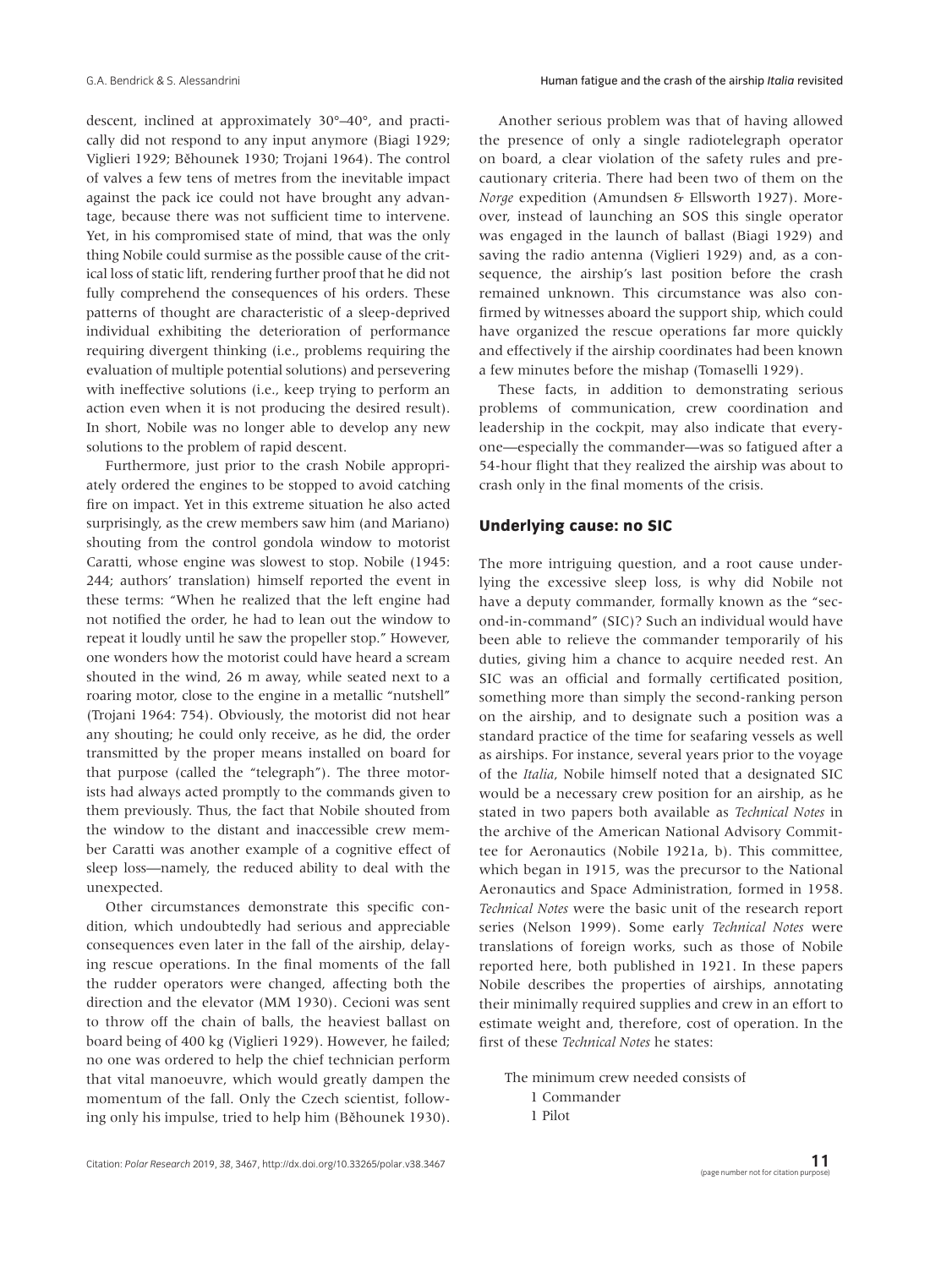descent, inclined at approximately 30°–40°, and practically did not respond to any input anymore (Biagi 1929; Viglieri 1929; Běhounek 1930; Trojani 1964). The control of valves a few tens of metres from the inevitable impact against the pack ice could not have brought any advantage, because there was not sufficient time to intervene. Yet, in his compromised state of mind, that was the only thing Nobile could surmise as the possible cause of the critical loss of static lift, rendering further proof that he did not fully comprehend the consequences of his orders. These patterns of thought are characteristic of a sleep-deprived individual exhibiting the deterioration of performance requiring divergent thinking (i.e., problems requiring the evaluation of multiple potential solutions) and persevering with ineffective solutions (i.e., keep trying to perform an action even when it is not producing the desired result). In short, Nobile was no longer able to develop any new solutions to the problem of rapid descent.

Furthermore, just prior to the crash Nobile appropriately ordered the engines to be stopped to avoid catching fire on impact. Yet in this extreme situation he also acted surprisingly, as the crew members saw him (and Mariano) shouting from the control gondola window to motorist Caratti, whose engine was slowest to stop. Nobile (1945: 244; authors' translation) himself reported the event in these terms: "When he realized that the left engine had not notified the order, he had to lean out the window to repeat it loudly until he saw the propeller stop." However, one wonders how the motorist could have heard a scream shouted in the wind, 26 m away, while seated next to a roaring motor, close to the engine in a metallic "nutshell" (Trojani 1964: 754). Obviously, the motorist did not hear any shouting; he could only receive, as he did, the order transmitted by the proper means installed on board for that purpose (called the "telegraph"). The three motorists had always acted promptly to the commands given to them previously. Thus, the fact that Nobile shouted from the window to the distant and inaccessible crew member Caratti was another example of a cognitive effect of sleep loss—namely, the reduced ability to deal with the unexpected.

Other circumstances demonstrate this specific condition, which undoubtedly had serious and appreciable consequences even later in the fall of the airship, delaying rescue operations. In the final moments of the fall the rudder operators were changed, affecting both the direction and the elevator (MM 1930). Cecioni was sent to throw off the chain of balls, the heaviest ballast on board being of 400 kg (Viglieri 1929). However, he failed; no one was ordered to help the chief technician perform that vital manoeuvre, which would greatly dampen the momentum of the fall. Only the Czech scientist, following only his impulse, tried to help him (Běhounek 1930).

Another serious problem was that of having allowed the presence of only a single radiotelegraph operator on board, a clear violation of the safety rules and precautionary criteria. There had been two of them on the *Norge* expedition (Amundsen & Ellsworth 1927). Moreover, instead of launching an SOS this single operator was engaged in the launch of ballast (Biagi 1929) and saving the radio antenna (Viglieri 1929) and, as a consequence, the airship's last position before the crash remained unknown. This circumstance was also confirmed by witnesses aboard the support ship, which could have organized the rescue operations far more quickly and effectively if the airship coordinates had been known a few minutes before the mishap (Tomaselli 1929).

These facts, in addition to demonstrating serious problems of communication, crew coordination and leadership in the cockpit, may also indicate that everyone—especially the commander—was so fatigued after a 54-hour flight that they realized the airship was about to crash only in the final moments of the crisis.

## Underlying cause: no SIC

The more intriguing question, and a root cause underlying the excessive sleep loss, is why did Nobile not have a deputy commander, formally known as the "second-in-command" (SIC)? Such an individual would have been able to relieve the commander temporarily of his duties, giving him a chance to acquire needed rest. An SIC was an official and formally certificated position, something more than simply the second-ranking person on the airship, and to designate such a position was a standard practice of the time for seafaring vessels as well as airships. For instance, several years prior to the voyage of the *Italia*, Nobile himself noted that a designated SIC would be a necessary crew position for an airship, as he stated in two papers both available as *Technical Notes* in the archive of the American National Advisory Committee for Aeronautics (Nobile 1921a, b). This committee, which began in 1915, was the precursor to the National Aeronautics and Space Administration, formed in 1958. *Technical Notes* were the basic unit of the research report series (Nelson 1999). Some early *Technical Notes* were translations of foreign works, such as those of Nobile reported here, both published in 1921. In these papers Nobile describes the properties of airships, annotating their minimally required supplies and crew in an effort to estimate weight and, therefore, cost of operation. In the first of these *Technical Notes* he states:

> The minimum crew needed consists of
> 1 Commander
> 1 Pilot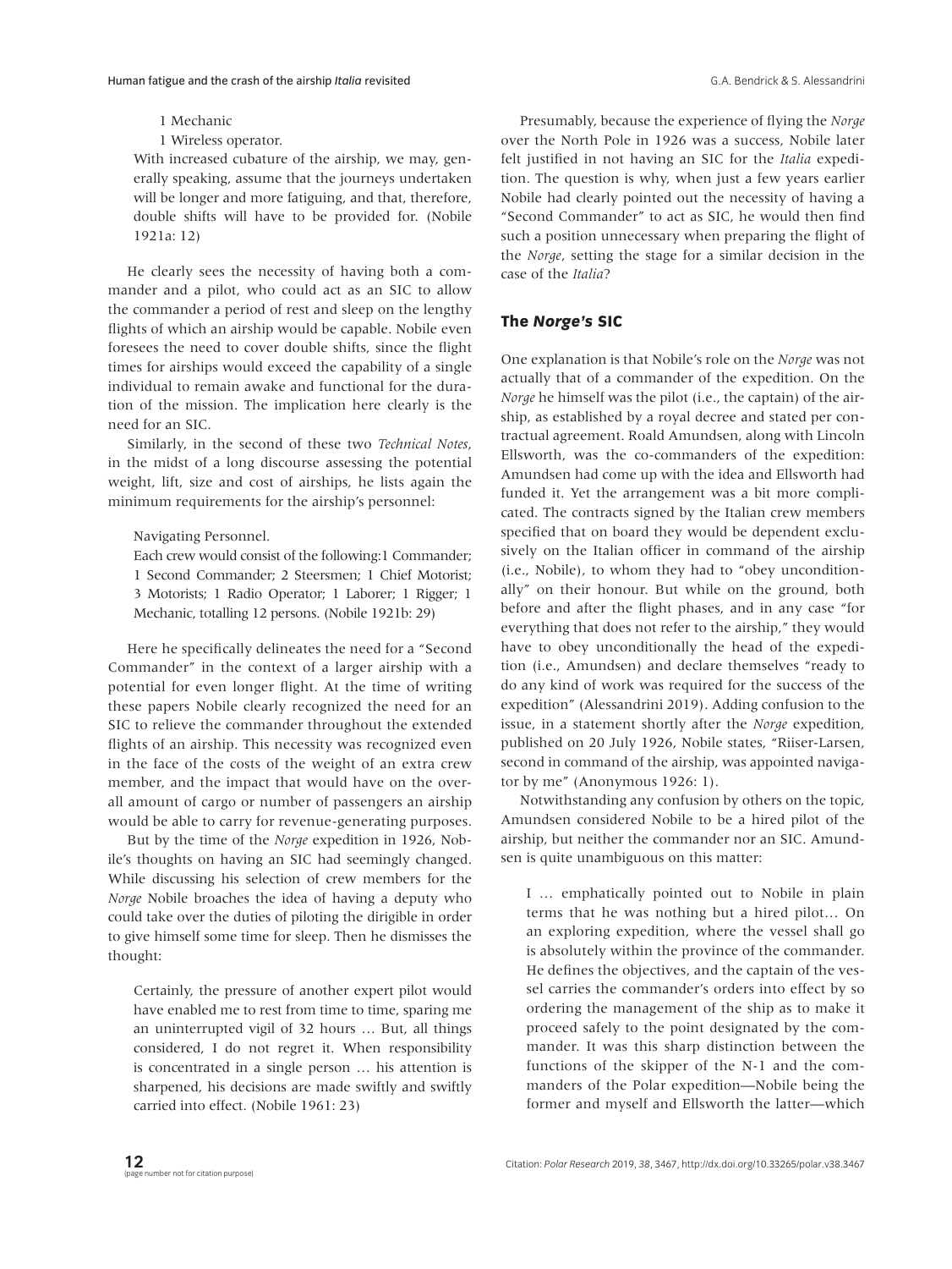1 Mechanic

1 Wireless operator.

With increased cubature of the airship, we may, generally speaking, assume that the journeys undertaken will be longer and more fatiguing, and that, therefore, double shifts will have to be provided for. (Nobile 1921a: 12)

He clearly sees the necessity of having both a commander and a pilot, who could act as an SIC to allow the commander a period of rest and sleep on the lengthy flights of which an airship would be capable. Nobile even foresees the need to cover double shifts, since the flight times for airships would exceed the capability of a single individual to remain awake and functional for the duration of the mission. The implication here clearly is the need for an SIC.

Similarly, in the second of these two *Technical Notes*, in the midst of a long discourse assessing the potential weight, lift, size and cost of airships, he lists again the minimum requirements for the airship's personnel:

> Navigating Personnel.
>
> Each crew would consist of the following:1 Commander; 1 Second Commander; 2 Steersmen; 1 Chief Motorist; 3 Motorists; 1 Radio Operator; 1 Laborer; 1 Rigger; 1 Mechanic, totalling 12 persons. (Nobile 1921b: 29)

Here he specifically delineates the need for a "Second Commander" in the context of a larger airship with a potential for even longer flight. At the time of writing these papers Nobile clearly recognized the need for an SIC to relieve the commander throughout the extended flights of an airship. This necessity was recognized even in the face of the costs of the weight of an extra crew member, and the impact that would have on the overall amount of cargo or number of passengers an airship would be able to carry for revenue-generating purposes.

But by the time of the *Norge* expedition in 1926, Nobile's thoughts on having an SIC had seemingly changed. While discussing his selection of crew members for the *Norge* Nobile broaches the idea of having a deputy who could take over the duties of piloting the dirigible in order to give himself some time for sleep. Then he dismisses the thought:

> Certainly, the pressure of another expert pilot would have enabled me to rest from time to time, sparing me an uninterrupted vigil of 32 hours … But, all things considered, I do not regret it. When responsibility is concentrated in a single person … his attention is sharpened, his decisions are made swiftly and swiftly carried into effect. (Nobile 1961: 23)

Presumably, because the experience of flying the *Norge* over the North Pole in 1926 was a success, Nobile later felt justified in not having an SIC for the *Italia* expedition. The question is why, when just a few years earlier Nobile had clearly pointed out the necessity of having a "Second Commander" to act as SIC, he would then find such a position unnecessary when preparing the flight of the *Norge*, setting the stage for a similar decision in the case of the *Italia*?

## The *Norge*'s SIC

One explanation is that Nobile's role on the *Norge* was not actually that of a commander of the expedition. On the *Norge* he himself was the pilot (i.e., the captain) of the airship, as established by a royal decree and stated per contractual agreement. Roald Amundsen, along with Lincoln Ellsworth, was the co-commanders of the expedition: Amundsen had come up with the idea and Ellsworth had funded it. Yet the arrangement was a bit more complicated. The contracts signed by the Italian crew members specified that on board they would be dependent exclusively on the Italian officer in command of the airship (i.e., Nobile), to whom they had to "obey unconditionally" on their honour. But while on the ground, both before and after the flight phases, and in any case "for everything that does not refer to the airship," they would have to obey unconditionally the head of the expedition (i.e., Amundsen) and declare themselves "ready to do any kind of work was required for the success of the expedition" (Alessandrini 2019). Adding confusion to the issue, in a statement shortly after the *Norge* expedition, published on 20 July 1926, Nobile states, "Riiser-Larsen, second in command of the airship, was appointed navigator by me" (Anonymous 1926: 1).

Notwithstanding any confusion by others on the topic, Amundsen considered Nobile to be a hired pilot of the airship, but neither the commander nor an SIC. Amundsen is quite unambiguous on this matter:

> I … emphatically pointed out to Nobile in plain terms that he was nothing but a hired pilot… On an exploring expedition, where the vessel shall go is absolutely within the province of the commander. He defines the objectives, and the captain of the vessel carries the commander's orders into effect by so ordering the management of the ship as to make it proceed safely to the point designated by the commander. It was this sharp distinction between the functions of the skipper of the N-1 and the commanders of the Polar expedition—Nobile being the former and myself and Ellsworth the latter—which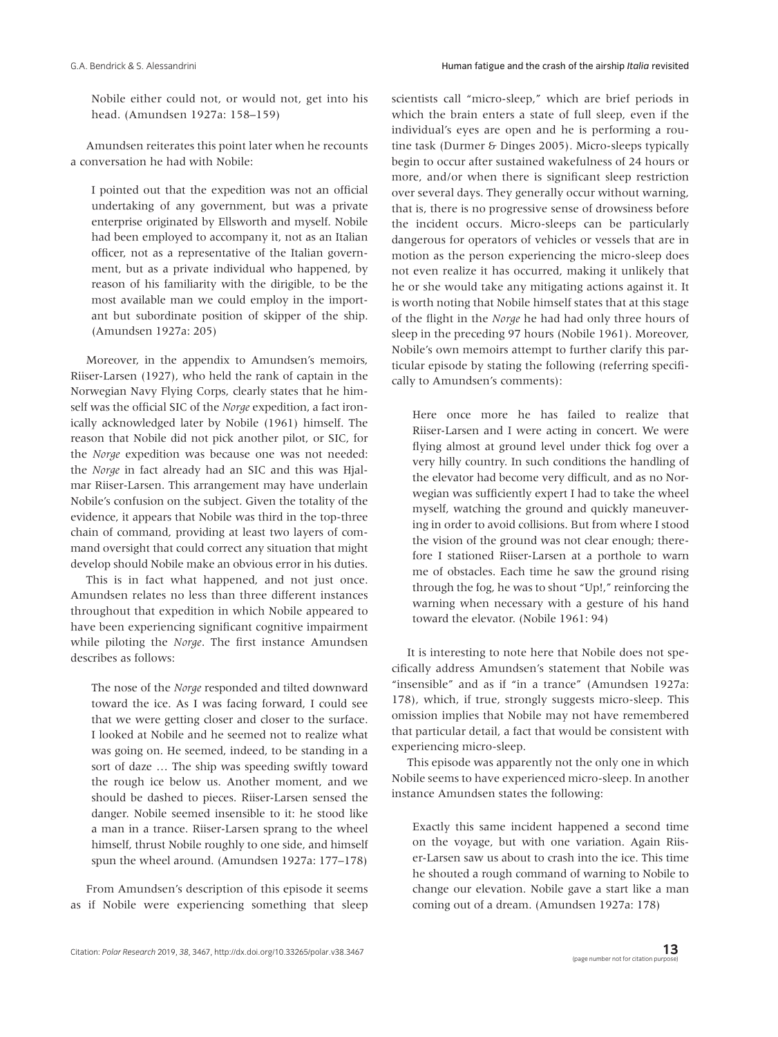> Nobile either could not, or would not, get into his head. (Amundsen 1927a: 158–159)

Amundsen reiterates this point later when he recounts a conversation he had with Nobile:

> I pointed out that the expedition was not an official undertaking of any government, but was a private enterprise originated by Ellsworth and myself. Nobile had been employed to accompany it, not as an Italian officer, not as a representative of the Italian government, but as a private individual who happened, by reason of his familiarity with the dirigible, to be the most available man we could employ in the important but subordinate position of skipper of the ship. (Amundsen 1927a: 205)

Moreover, in the appendix to Amundsen's memoirs, Riiser-Larsen (1927), who held the rank of captain in the Norwegian Navy Flying Corps, clearly states that he himself was the official SIC of the *Norge* expedition, a fact ironically acknowledged later by Nobile (1961) himself. The reason that Nobile did not pick another pilot, or SIC, for the *Norge* expedition was because one was not needed: the *Norge* in fact already had an SIC and this was Hjalmar Riiser-Larsen. This arrangement may have underlain Nobile's confusion on the subject. Given the totality of the evidence, it appears that Nobile was third in the top-three chain of command, providing at least two layers of command oversight that could correct any situation that might develop should Nobile make an obvious error in his duties.

This is in fact what happened, and not just once. Amundsen relates no less than three different instances throughout that expedition in which Nobile appeared to have been experiencing significant cognitive impairment while piloting the *Norge*. The first instance Amundsen describes as follows:

> The nose of the *Norge* responded and tilted downward toward the ice. As I was facing forward, I could see that we were getting closer and closer to the surface. I looked at Nobile and he seemed not to realize what was going on. He seemed, indeed, to be standing in a sort of daze … The ship was speeding swiftly toward the rough ice below us. Another moment, and we should be dashed to pieces. Riiser-Larsen sensed the danger. Nobile seemed insensible to it: he stood like a man in a trance. Riiser-Larsen sprang to the wheel himself, thrust Nobile roughly to one side, and himself spun the wheel around. (Amundsen 1927a: 177–178)

From Amundsen's description of this episode it seems as if Nobile were experiencing something that sleep scientists call "micro-sleep," which are brief periods in which the brain enters a state of full sleep, even if the individual's eyes are open and he is performing a routine task (Durmer & Dinges 2005). Micro-sleeps typically begin to occur after sustained wakefulness of 24 hours or more, and/or when there is significant sleep restriction over several days. They generally occur without warning, that is, there is no progressive sense of drowsiness before the incident occurs. Micro-sleeps can be particularly dangerous for operators of vehicles or vessels that are in motion as the person experiencing the micro-sleep does not even realize it has occurred, making it unlikely that he or she would take any mitigating actions against it. It is worth noting that Nobile himself states that at this stage of the flight in the *Norge* he had had only three hours of sleep in the preceding 97 hours (Nobile 1961). Moreover, Nobile's own memoirs attempt to further clarify this particular episode by stating the following (referring specifically to Amundsen's comments):

> Here once more he has failed to realize that Riiser-Larsen and I were acting in concert. We were flying almost at ground level under thick fog over a very hilly country. In such conditions the handling of the elevator had become very difficult, and as no Norwegian was sufficiently expert I had to take the wheel myself, watching the ground and quickly maneuvering in order to avoid collisions. But from where I stood the vision of the ground was not clear enough; therefore I stationed Riiser-Larsen at a porthole to warn me of obstacles. Each time he saw the ground rising through the fog, he was to shout "Up!," reinforcing the warning when necessary with a gesture of his hand toward the elevator. (Nobile 1961: 94)

It is interesting to note here that Nobile does not specifically address Amundsen's statement that Nobile was "insensible" and as if "in a trance" (Amundsen 1927a: 178), which, if true, strongly suggests micro-sleep. This omission implies that Nobile may not have remembered that particular detail, a fact that would be consistent with experiencing micro-sleep.

This episode was apparently not the only one in which Nobile seems to have experienced micro-sleep. In another instance Amundsen states the following:

> Exactly this same incident happened a second time on the voyage, but with one variation. Again Riiser-Larsen saw us about to crash into the ice. This time he shouted a rough command of warning to Nobile to change our elevation. Nobile gave a start like a man coming out of a dream. (Amundsen 1927a: 178)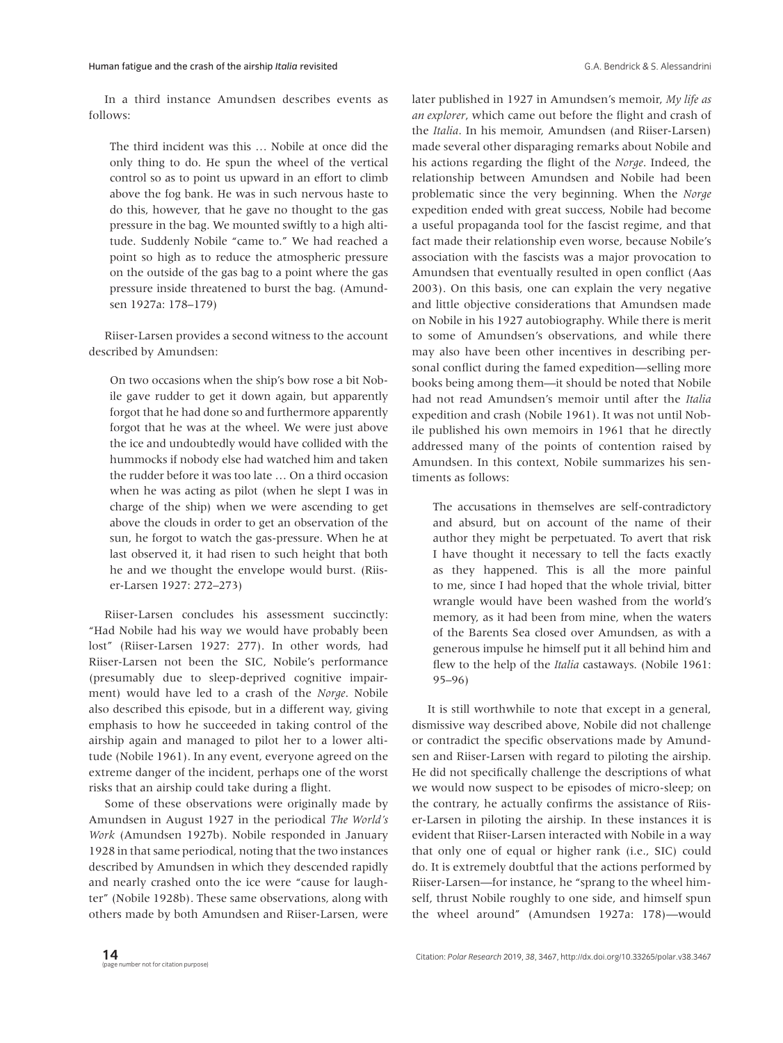In a third instance Amundsen describes events as follows:

> The third incident was this … Nobile at once did the only thing to do. He spun the wheel of the vertical control so as to point us upward in an effort to climb above the fog bank. He was in such nervous haste to do this, however, that he gave no thought to the gas pressure in the bag. We mounted swiftly to a high altitude. Suddenly Nobile "came to." We had reached a point so high as to reduce the atmospheric pressure on the outside of the gas bag to a point where the gas pressure inside threatened to burst the bag. (Amundsen 1927a: 178–179)

Riiser-Larsen provides a second witness to the account described by Amundsen:

> On two occasions when the ship's bow rose a bit Nobile gave rudder to get it down again, but apparently forgot that he had done so and furthermore apparently forgot that he was at the wheel. We were just above the ice and undoubtedly would have collided with the hummocks if nobody else had watched him and taken the rudder before it was too late … On a third occasion when he was acting as pilot (when he slept I was in charge of the ship) when we were ascending to get above the clouds in order to get an observation of the sun, he forgot to watch the gas-pressure. When he at last observed it, it had risen to such height that both he and we thought the envelope would burst. (Riiser-Larsen 1927: 272–273)

Riiser-Larsen concludes his assessment succinctly: "Had Nobile had his way we would have probably been lost" (Riiser-Larsen 1927: 277). In other words, had Riiser-Larsen not been the SIC, Nobile's performance (presumably due to sleep-deprived cognitive impairment) would have led to a crash of the *Norge*. Nobile also described this episode, but in a different way, giving emphasis to how he succeeded in taking control of the airship again and managed to pilot her to a lower altitude (Nobile 1961). In any event, everyone agreed on the extreme danger of the incident, perhaps one of the worst risks that an airship could take during a flight.

Some of these observations were originally made by Amundsen in August 1927 in the periodical *The World's Work* (Amundsen 1927b). Nobile responded in January 1928 in that same periodical, noting that the two instances described by Amundsen in which they descended rapidly and nearly crashed onto the ice were "cause for laughter" (Nobile 1928b). These same observations, along with others made by both Amundsen and Riiser-Larsen, were later published in 1927 in Amundsen's memoir, *My life as an explorer*, which came out before the flight and crash of the *Italia*. In his memoir, Amundsen (and Riiser-Larsen) made several other disparaging remarks about Nobile and his actions regarding the flight of the *Norge*. Indeed, the relationship between Amundsen and Nobile had been problematic since the very beginning. When the *Norge* expedition ended with great success, Nobile had become a useful propaganda tool for the fascist regime, and that fact made their relationship even worse, because Nobile's association with the fascists was a major provocation to Amundsen that eventually resulted in open conflict (Aas 2003). On this basis, one can explain the very negative and little objective considerations that Amundsen made on Nobile in his 1927 autobiography. While there is merit to some of Amundsen's observations, and while there may also have been other incentives in describing personal conflict during the famed expedition—selling more books being among them—it should be noted that Nobile had not read Amundsen's memoir until after the *Italia* expedition and crash (Nobile 1961). It was not until Nobile published his own memoirs in 1961 that he directly addressed many of the points of contention raised by Amundsen. In this context, Nobile summarizes his sentiments as follows:

> The accusations in themselves are self-contradictory and absurd, but on account of the name of their author they might be perpetuated. To avert that risk I have thought it necessary to tell the facts exactly as they happened. This is all the more painful to me, since I had hoped that the whole trivial, bitter wrangle would have been washed from the world's memory, as it had been from mine, when the waters of the Barents Sea closed over Amundsen, as with a generous impulse he himself put it all behind him and flew to the help of the *Italia* castaways. (Nobile 1961: 95–96)

It is still worthwhile to note that except in a general, dismissive way described above, Nobile did not challenge or contradict the specific observations made by Amundsen and Riiser-Larsen with regard to piloting the airship. He did not specifically challenge the descriptions of what we would now suspect to be episodes of micro-sleep; on the contrary, he actually confirms the assistance of Riiser-Larsen in piloting the airship. In these instances it is evident that Riiser-Larsen interacted with Nobile in a way that only one of equal or higher rank (i.e., SIC) could do. It is extremely doubtful that the actions performed by Riiser-Larsen—for instance, he "sprang to the wheel himself, thrust Nobile roughly to one side, and himself spun the wheel around" (Amundsen 1927a: 178)—would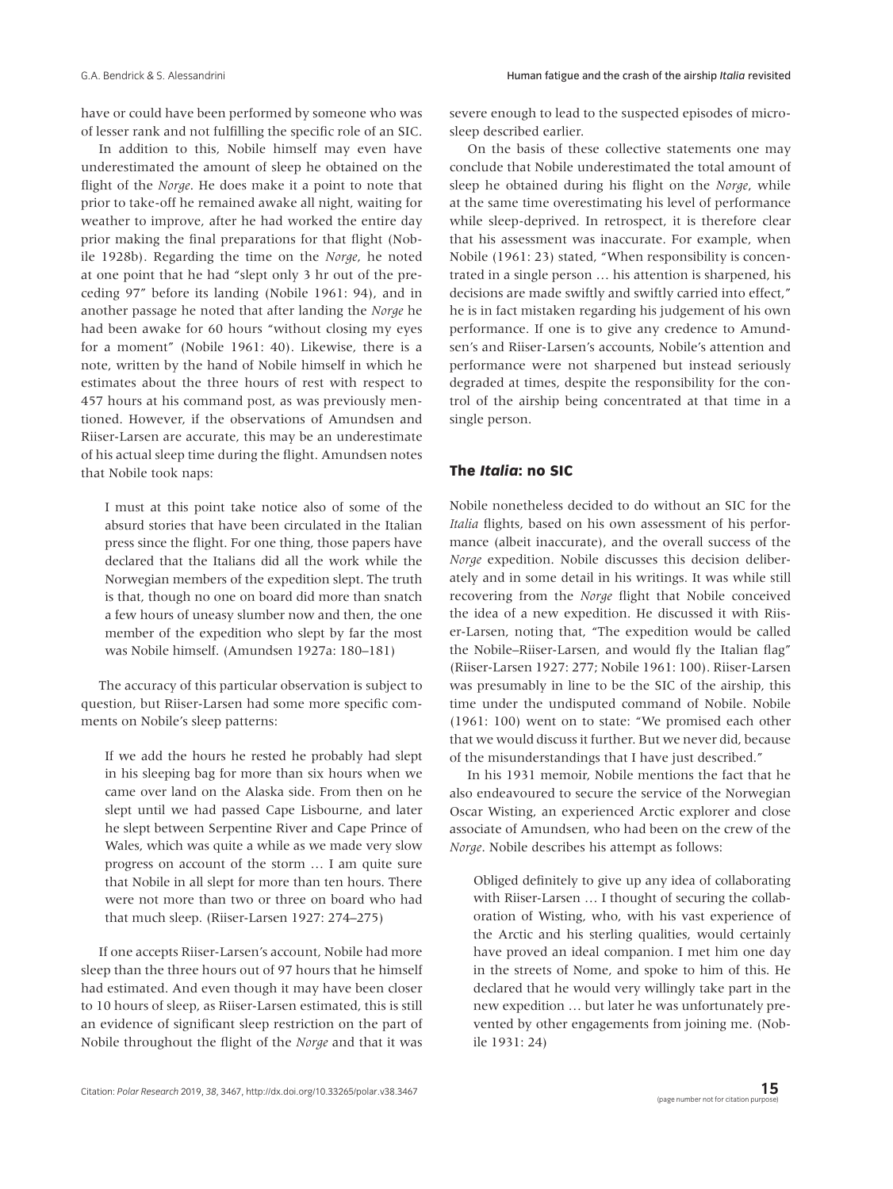have or could have been performed by someone who was of lesser rank and not fulfilling the specific role of an SIC.

In addition to this, Nobile himself may even have underestimated the amount of sleep he obtained on the flight of the *Norge*. He does make it a point to note that prior to take-off he remained awake all night, waiting for weather to improve, after he had worked the entire day prior making the final preparations for that flight (Nobile 1928b). Regarding the time on the *Norge*, he noted at one point that he had "slept only 3 hr out of the preceding 97" before its landing (Nobile 1961: 94), and in another passage he noted that after landing the *Norge* he had been awake for 60 hours "without closing my eyes for a moment" (Nobile 1961: 40). Likewise, there is a note, written by the hand of Nobile himself in which he estimates about the three hours of rest with respect to 457 hours at his command post, as was previously mentioned. However, if the observations of Amundsen and Riiser-Larsen are accurate, this may be an underestimate of his actual sleep time during the flight. Amundsen notes that Nobile took naps:

> I must at this point take notice also of some of the absurd stories that have been circulated in the Italian press since the flight. For one thing, those papers have declared that the Italians did all the work while the Norwegian members of the expedition slept. The truth is that, though no one on board did more than snatch a few hours of uneasy slumber now and then, the one member of the expedition who slept by far the most was Nobile himself. (Amundsen 1927a: 180–181)

The accuracy of this particular observation is subject to question, but Riiser-Larsen had some more specific comments on Nobile's sleep patterns:

> If we add the hours he rested he probably had slept in his sleeping bag for more than six hours when we came over land on the Alaska side. From then on he slept until we had passed Cape Lisbourne, and later he slept between Serpentine River and Cape Prince of Wales, which was quite a while as we made very slow progress on account of the storm … I am quite sure that Nobile in all slept for more than ten hours. There were not more than two or three on board who had that much sleep. (Riiser-Larsen 1927: 274–275)

If one accepts Riiser-Larsen's account, Nobile had more sleep than the three hours out of 97 hours that he himself had estimated. And even though it may have been closer to 10 hours of sleep, as Riiser-Larsen estimated, this is still an evidence of significant sleep restriction on the part of Nobile throughout the flight of the *Norge* and that it was severe enough to lead to the suspected episodes of microsleep described earlier.

On the basis of these collective statements one may conclude that Nobile underestimated the total amount of sleep he obtained during his flight on the *Norge*, while at the same time overestimating his level of performance while sleep-deprived. In retrospect, it is therefore clear that his assessment was inaccurate. For example, when Nobile (1961: 23) stated, "When responsibility is concentrated in a single person … his attention is sharpened, his decisions are made swiftly and swiftly carried into effect," he is in fact mistaken regarding his judgement of his own performance. If one is to give any credence to Amundsen's and Riiser-Larsen's accounts, Nobile's attention and performance were not sharpened but instead seriously degraded at times, despite the responsibility for the control of the airship being concentrated at that time in a single person.

## The *Italia*: no SIC

Nobile nonetheless decided to do without an SIC for the *Italia* flights, based on his own assessment of his performance (albeit inaccurate), and the overall success of the *Norge* expedition. Nobile discusses this decision deliberately and in some detail in his writings. It was while still recovering from the *Norge* flight that Nobile conceived the idea of a new expedition. He discussed it with Riiser-Larsen, noting that, "The expedition would be called the Nobile–Riiser-Larsen, and would fly the Italian flag" (Riiser-Larsen 1927: 277; Nobile 1961: 100). Riiser-Larsen was presumably in line to be the SIC of the airship, this time under the undisputed command of Nobile. Nobile (1961: 100) went on to state: "We promised each other that we would discuss it further. But we never did, because of the misunderstandings that I have just described."

In his 1931 memoir, Nobile mentions the fact that he also endeavoured to secure the service of the Norwegian Oscar Wisting, an experienced Arctic explorer and close associate of Amundsen, who had been on the crew of the *Norge*. Nobile describes his attempt as follows:

> Obliged definitely to give up any idea of collaborating with Riiser-Larsen … I thought of securing the collaboration of Wisting, who, with his vast experience of the Arctic and his sterling qualities, would certainly have proved an ideal companion. I met him one day in the streets of Nome, and spoke to him of this. He declared that he would very willingly take part in the new expedition … but later he was unfortunately prevented by other engagements from joining me. (Nobile 1931: 24)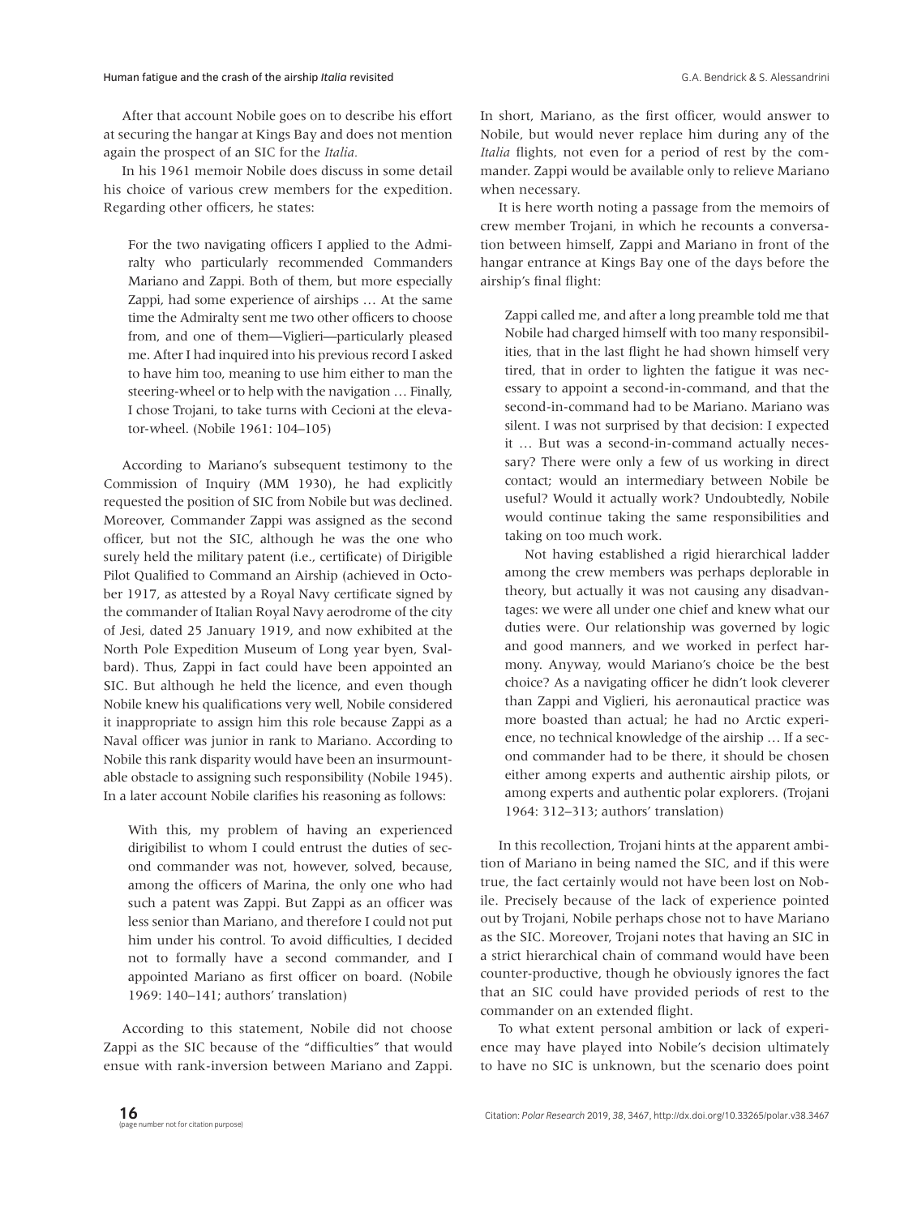After that account Nobile goes on to describe his effort at securing the hangar at Kings Bay and does not mention again the prospect of an SIC for the *Italia.*

In his 1961 memoir Nobile does discuss in some detail his choice of various crew members for the expedition. Regarding other officers, he states:

> For the two navigating officers I applied to the Admiralty who particularly recommended Commanders Mariano and Zappi. Both of them, but more especially Zappi, had some experience of airships … At the same time the Admiralty sent me two other officers to choose from, and one of them—Viglieri—particularly pleased me. After I had inquired into his previous record I asked to have him too, meaning to use him either to man the steering-wheel or to help with the navigation … Finally, I chose Trojani, to take turns with Cecioni at the elevator-wheel. (Nobile 1961: 104–105)

According to Mariano's subsequent testimony to the Commission of Inquiry (MM 1930), he had explicitly requested the position of SIC from Nobile but was declined. Moreover, Commander Zappi was assigned as the second officer, but not the SIC, although he was the one who surely held the military patent (i.e., certificate) of Dirigible Pilot Qualified to Command an Airship (achieved in October 1917, as attested by a Royal Navy certificate signed by the commander of Italian Royal Navy aerodrome of the city of Jesi, dated 25 January 1919, and now exhibited at the North Pole Expedition Museum of Long year byen, Svalbard). Thus, Zappi in fact could have been appointed an SIC. But although he held the licence, and even though Nobile knew his qualifications very well, Nobile considered it inappropriate to assign him this role because Zappi as a Naval officer was junior in rank to Mariano. According to Nobile this rank disparity would have been an insurmountable obstacle to assigning such responsibility (Nobile 1945). In a later account Nobile clarifies his reasoning as follows:

> With this, my problem of having an experienced dirigibilist to whom I could entrust the duties of second commander was not, however, solved, because, among the officers of Marina, the only one who had such a patent was Zappi. But Zappi as an officer was less senior than Mariano, and therefore I could not put him under his control. To avoid difficulties, I decided not to formally have a second commander, and I appointed Mariano as first officer on board. (Nobile 1969: 140–141; authors' translation)

According to this statement, Nobile did not choose Zappi as the SIC because of the "difficulties" that would ensue with rank-inversion between Mariano and Zappi. In short, Mariano, as the first officer, would answer to Nobile, but would never replace him during any of the *Italia* flights, not even for a period of rest by the commander. Zappi would be available only to relieve Mariano when necessary.

It is here worth noting a passage from the memoirs of crew member Trojani, in which he recounts a conversation between himself, Zappi and Mariano in front of the hangar entrance at Kings Bay one of the days before the airship's final flight:

> Zappi called me, and after a long preamble told me that Nobile had charged himself with too many responsibilities, that in the last flight he had shown himself very tired, that in order to lighten the fatigue it was necessary to appoint a second-in-command, and that the second-in-command had to be Mariano. Mariano was silent. I was not surprised by that decision: I expected it … But was a second-in-command actually necessary? There were only a few of us working in direct contact; would an intermediary between Nobile be useful? Would it actually work? Undoubtedly, Nobile would continue taking the same responsibilities and taking on too much work.
>
> Not having established a rigid hierarchical ladder among the crew members was perhaps deplorable in theory, but actually it was not causing any disadvantages: we were all under one chief and knew what our duties were. Our relationship was governed by logic and good manners, and we worked in perfect harmony. Anyway, would Mariano's choice be the best choice? As a navigating officer he didn't look cleverer than Zappi and Viglieri, his aeronautical practice was more boasted than actual; he had no Arctic experience, no technical knowledge of the airship … If a second commander had to be there, it should be chosen either among experts and authentic airship pilots, or among experts and authentic polar explorers. (Trojani 1964: 312–313; authors' translation)

In this recollection, Trojani hints at the apparent ambition of Mariano in being named the SIC, and if this were true, the fact certainly would not have been lost on Nobile. Precisely because of the lack of experience pointed out by Trojani, Nobile perhaps chose not to have Mariano as the SIC. Moreover, Trojani notes that having an SIC in a strict hierarchical chain of command would have been counter-productive, though he obviously ignores the fact that an SIC could have provided periods of rest to the commander on an extended flight.

To what extent personal ambition or lack of experience may have played into Nobile's decision ultimately to have no SIC is unknown, but the scenario does point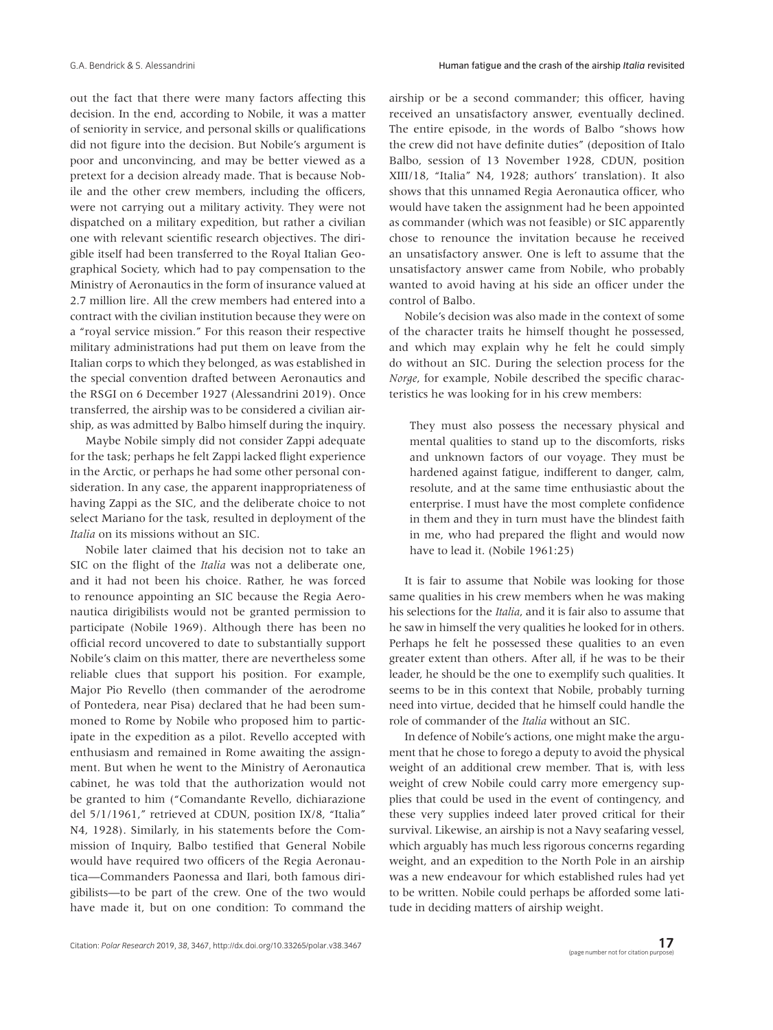out the fact that there were many factors affecting this decision. In the end, according to Nobile, it was a matter of seniority in service, and personal skills or qualifications did not figure into the decision. But Nobile's argument is poor and unconvincing, and may be better viewed as a pretext for a decision already made. That is because Nobile and the other crew members, including the officers, were not carrying out a military activity. They were not dispatched on a military expedition, but rather a civilian one with relevant scientific research objectives. The dirigible itself had been transferred to the Royal Italian Geographical Society, which had to pay compensation to the Ministry of Aeronautics in the form of insurance valued at 2.7 million lire. All the crew members had entered into a contract with the civilian institution because they were on a "royal service mission." For this reason their respective military administrations had put them on leave from the Italian corps to which they belonged, as was established in the special convention drafted between Aeronautics and the RSGI on 6 December 1927 (Alessandrini 2019). Once transferred, the airship was to be considered a civilian airship, as was admitted by Balbo himself during the inquiry.

Maybe Nobile simply did not consider Zappi adequate for the task; perhaps he felt Zappi lacked flight experience in the Arctic, or perhaps he had some other personal consideration. In any case, the apparent inappropriateness of having Zappi as the SIC, and the deliberate choice to not select Mariano for the task, resulted in deployment of the *Italia* on its missions without an SIC.

Nobile later claimed that his decision not to take an SIC on the flight of the *Italia* was not a deliberate one, and it had not been his choice. Rather, he was forced to renounce appointing an SIC because the Regia Aeronautica dirigibilists would not be granted permission to participate (Nobile 1969). Although there has been no official record uncovered to date to substantially support Nobile's claim on this matter, there are nevertheless some reliable clues that support his position. For example, Major Pio Revello (then commander of the aerodrome of Pontedera, near Pisa) declared that he had been summoned to Rome by Nobile who proposed him to participate in the expedition as a pilot. Revello accepted with enthusiasm and remained in Rome awaiting the assignment. But when he went to the Ministry of Aeronautica cabinet, he was told that the authorization would not be granted to him ("Comandante Revello, dichiarazione del 5/1/1961," retrieved at CDUN, position IX/8, "Italia" N4, 1928). Similarly, in his statements before the Commission of Inquiry, Balbo testified that General Nobile would have required two officers of the Regia Aeronautica—Commanders Paonessa and Ilari, both famous dirigibilists—to be part of the crew. One of the two would have made it, but on one condition: To command the airship or be a second commander; this officer, having received an unsatisfactory answer, eventually declined. The entire episode, in the words of Balbo "shows how the crew did not have definite duties" (deposition of Italo Balbo, session of 13 November 1928, CDUN, position XIII/18, "Italia" N4, 1928; authors' translation). It also shows that this unnamed Regia Aeronautica officer, who would have taken the assignment had he been appointed as commander (which was not feasible) or SIC apparently chose to renounce the invitation because he received an unsatisfactory answer. One is left to assume that the unsatisfactory answer came from Nobile, who probably wanted to avoid having at his side an officer under the control of Balbo.

Nobile's decision was also made in the context of some of the character traits he himself thought he possessed, and which may explain why he felt he could simply do without an SIC. During the selection process for the *Norge*, for example, Nobile described the specific characteristics he was looking for in his crew members:

> They must also possess the necessary physical and mental qualities to stand up to the discomforts, risks and unknown factors of our voyage. They must be hardened against fatigue, indifferent to danger, calm, resolute, and at the same time enthusiastic about the enterprise. I must have the most complete confidence in them and they in turn must have the blindest faith in me, who had prepared the flight and would now have to lead it. (Nobile 1961:25)

It is fair to assume that Nobile was looking for those same qualities in his crew members when he was making his selections for the *Italia*, and it is fair also to assume that he saw in himself the very qualities he looked for in others. Perhaps he felt he possessed these qualities to an even greater extent than others. After all, if he was to be their leader, he should be the one to exemplify such qualities. It seems to be in this context that Nobile, probably turning need into virtue, decided that he himself could handle the role of commander of the *Italia* without an SIC.

In defence of Nobile's actions, one might make the argument that he chose to forego a deputy to avoid the physical weight of an additional crew member. That is, with less weight of crew Nobile could carry more emergency supplies that could be used in the event of contingency, and these very supplies indeed later proved critical for their survival. Likewise, an airship is not a Navy seafaring vessel, which arguably has much less rigorous concerns regarding weight, and an expedition to the North Pole in an airship was a new endeavour for which established rules had yet to be written. Nobile could perhaps be afforded some latitude in deciding matters of airship weight.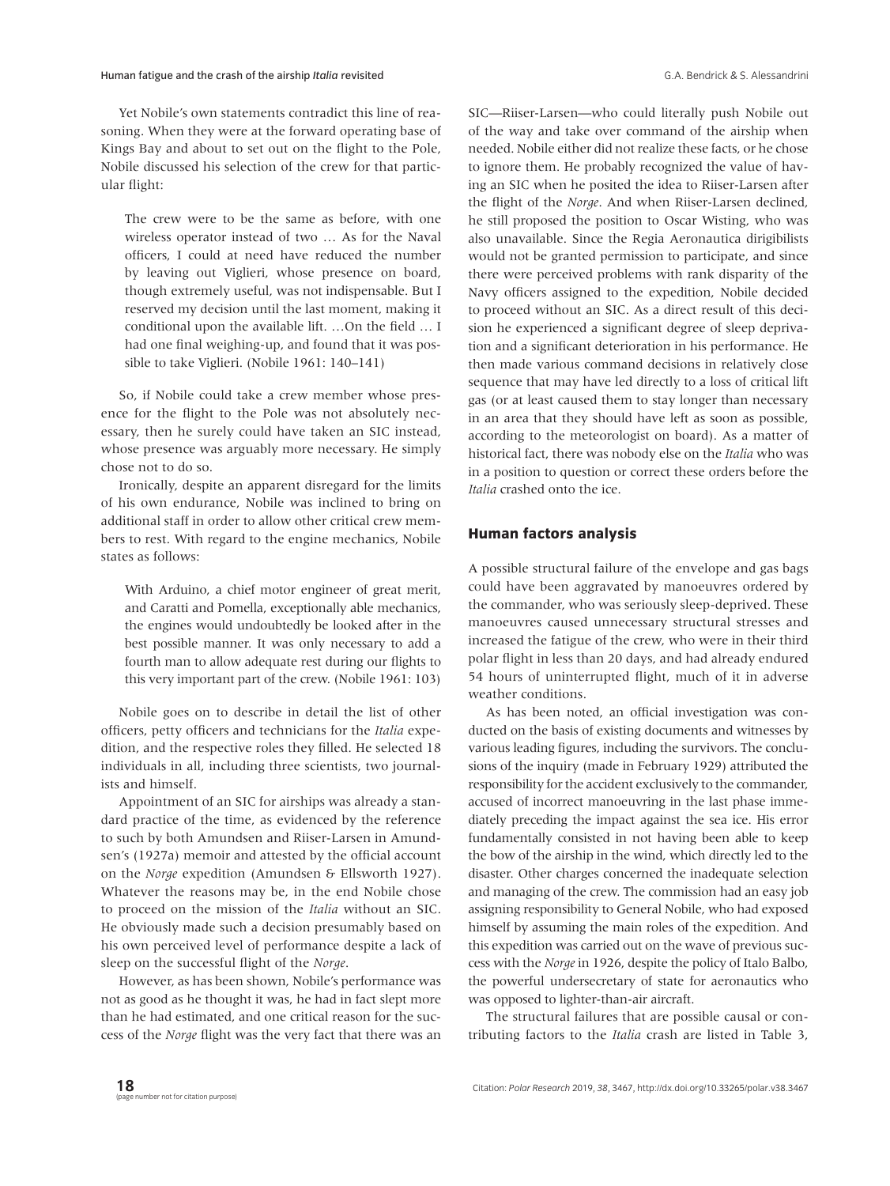Yet Nobile's own statements contradict this line of reasoning. When they were at the forward operating base of Kings Bay and about to set out on the flight to the Pole, Nobile discussed his selection of the crew for that particular flight:

> The crew were to be the same as before, with one wireless operator instead of two … As for the Naval officers, I could at need have reduced the number by leaving out Viglieri, whose presence on board, though extremely useful, was not indispensable. But I reserved my decision until the last moment, making it conditional upon the available lift. …On the field … I had one final weighing-up, and found that it was possible to take Viglieri. (Nobile 1961: 140–141)

So, if Nobile could take a crew member whose presence for the flight to the Pole was not absolutely necessary, then he surely could have taken an SIC instead, whose presence was arguably more necessary. He simply chose not to do so.

Ironically, despite an apparent disregard for the limits of his own endurance, Nobile was inclined to bring on additional staff in order to allow other critical crew members to rest. With regard to the engine mechanics, Nobile states as follows:

> With Arduino, a chief motor engineer of great merit, and Caratti and Pomella, exceptionally able mechanics, the engines would undoubtedly be looked after in the best possible manner. It was only necessary to add a fourth man to allow adequate rest during our flights to this very important part of the crew. (Nobile 1961: 103)

Nobile goes on to describe in detail the list of other officers, petty officers and technicians for the *Italia* expedition, and the respective roles they filled. He selected 18 individuals in all, including three scientists, two journalists and himself.

Appointment of an SIC for airships was already a standard practice of the time, as evidenced by the reference to such by both Amundsen and Riiser-Larsen in Amundsen's (1927a) memoir and attested by the official account on the *Norge* expedition (Amundsen & Ellsworth 1927). Whatever the reasons may be, in the end Nobile chose to proceed on the mission of the *Italia* without an SIC. He obviously made such a decision presumably based on his own perceived level of performance despite a lack of sleep on the successful flight of the *Norge*.

However, as has been shown, Nobile's performance was not as good as he thought it was, he had in fact slept more than he had estimated, and one critical reason for the success of the *Norge* flight was the very fact that there was an SIC—Riiser-Larsen—who could literally push Nobile out of the way and take over command of the airship when needed. Nobile either did not realize these facts, or he chose to ignore them. He probably recognized the value of having an SIC when he posited the idea to Riiser-Larsen after the flight of the *Norge*. And when Riiser-Larsen declined, he still proposed the position to Oscar Wisting, who was also unavailable. Since the Regia Aeronautica dirigibilists would not be granted permission to participate, and since there were perceived problems with rank disparity of the Navy officers assigned to the expedition, Nobile decided to proceed without an SIC. As a direct result of this decision he experienced a significant degree of sleep deprivation and a significant deterioration in his performance. He then made various command decisions in relatively close sequence that may have led directly to a loss of critical lift gas (or at least caused them to stay longer than necessary in an area that they should have left as soon as possible, according to the meteorologist on board). As a matter of historical fact, there was nobody else on the *Italia* who was in a position to question or correct these orders before the *Italia* crashed onto the ice.

## Human factors analysis

A possible structural failure of the envelope and gas bags could have been aggravated by manoeuvres ordered by the commander, who was seriously sleep-deprived. These manoeuvres caused unnecessary structural stresses and increased the fatigue of the crew, who were in their third polar flight in less than 20 days, and had already endured 54 hours of uninterrupted flight, much of it in adverse weather conditions.

As has been noted, an official investigation was conducted on the basis of existing documents and witnesses by various leading figures, including the survivors. The conclusions of the inquiry (made in February 1929) attributed the responsibility for the accident exclusively to the commander, accused of incorrect manoeuvring in the last phase immediately preceding the impact against the sea ice. His error fundamentally consisted in not having been able to keep the bow of the airship in the wind, which directly led to the disaster. Other charges concerned the inadequate selection and managing of the crew. The commission had an easy job assigning responsibility to General Nobile, who had exposed himself by assuming the main roles of the expedition. And this expedition was carried out on the wave of previous success with the *Norge* in 1926, despite the policy of Italo Balbo, the powerful undersecretary of state for aeronautics who was opposed to lighter-than-air aircraft.

The structural failures that are possible causal or contributing factors to the *Italia* crash are listed in Table 3,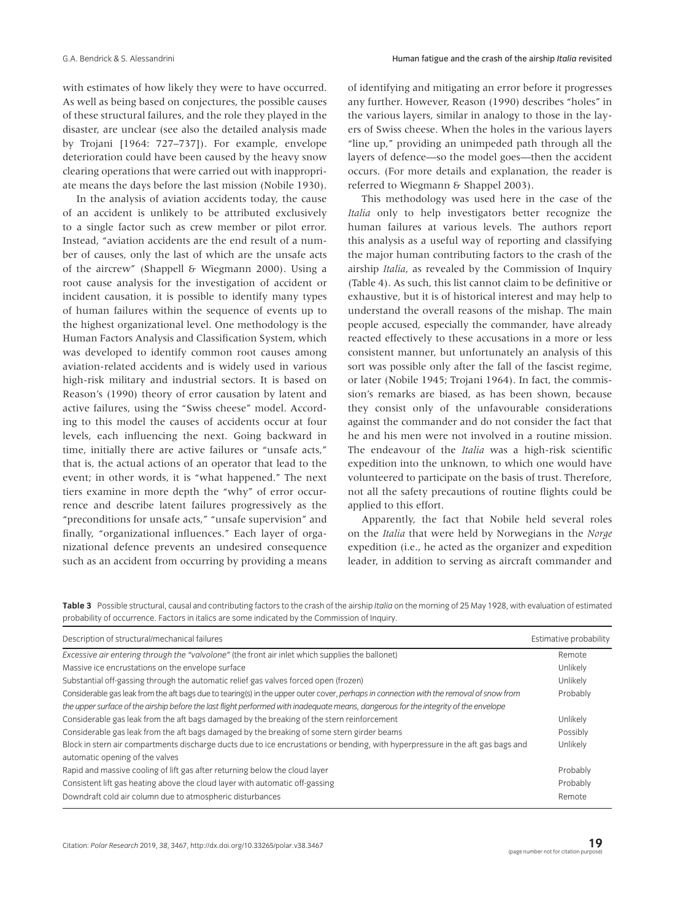with estimates of how likely they were to have occurred. As well as being based on conjectures, the possible causes of these structural failures, and the role they played in the disaster, are unclear (see also the detailed analysis made by Trojani [1964: 727–737]). For example, envelope deterioration could have been caused by the heavy snow clearing operations that were carried out with inappropriate means the days before the last mission (Nobile 1930).

In the analysis of aviation accidents today, the cause of an accident is unlikely to be attributed exclusively to a single factor such as crew member or pilot error. Instead, "aviation accidents are the end result of a number of causes, only the last of which are the unsafe acts of the aircrew" (Shappell & Wiegmann 2000). Using a root cause analysis for the investigation of accident or incident causation, it is possible to identify many types of human failures within the sequence of events up to the highest organizational level. One methodology is the Human Factors Analysis and Classification System, which was developed to identify common root causes among aviation-related accidents and is widely used in various high-risk military and industrial sectors. It is based on Reason's (1990) theory of error causation by latent and active failures, using the "Swiss cheese" model. According to this model the causes of accidents occur at four levels, each influencing the next. Going backward in time, initially there are active failures or "unsafe acts," that is, the actual actions of an operator that lead to the event; in other words, it is "what happened." The next tiers examine in more depth the "why" of error occurrence and describe latent failures progressively as the "preconditions for unsafe acts," "unsafe supervision" and finally, "organizational influences." Each layer of organizational defence prevents an undesired consequence such as an accident from occurring by providing a means of identifying and mitigating an error before it progresses any further. However, Reason (1990) describes "holes" in the various layers, similar in analogy to those in the layers of Swiss cheese. When the holes in the various layers "line up," providing an unimpeded path through all the layers of defence—so the model goes—then the accident occurs. (For more details and explanation, the reader is referred to Wiegmann & Shappel 2003).

This methodology was used here in the case of the *Italia* only to help investigators better recognize the human failures at various levels. The authors report this analysis as a useful way of reporting and classifying the major human contributing factors to the crash of the airship *Italia*, as revealed by the Commission of Inquiry (Table 4). As such, this list cannot claim to be definitive or exhaustive, but it is of historical interest and may help to understand the overall reasons of the mishap. The main people accused, especially the commander, have already reacted effectively to these accusations in a more or less consistent manner, but unfortunately an analysis of this sort was possible only after the fall of the fascist regime, or later (Nobile 1945; Trojani 1964). In fact, the commission's remarks are biased, as has been shown, because they consist only of the unfavourable considerations against the commander and do not consider the fact that he and his men were not involved in a routine mission. The endeavour of the *Italia* was a high-risk scientific expedition into the unknown, to which one would have volunteered to participate on the basis of trust. Therefore, not all the safety precautions of routine flights could be applied to this effort.

Apparently, the fact that Nobile held several roles on the *Italia* that were held by Norwegians in the *Norge* expedition (i.e., he acted as the organizer and expedition leader, in addition to serving as aircraft commander and

**Table 3** Possible structural, causal and contributing factors to the crash of the airship *Italia* on the morning of 25 May 1928, with evaluation of estimated probability of occurrence. Factors in italics are some indicated by the Commission of Inquiry.

| Description of structural/mechanical failures | Estimative probability |
|---|---|
| *Excessive air entering through the "valvolone" (the front air inlet which supplies the ballonet)* | Remote |
| Massive ice encrustations on the envelope surface | Unlikely |
| Substantial off-gassing through the automatic relief gas valves forced open (frozen) | Unlikely |
| Considerable gas leak from the aft bags due to tearing(s) in the upper outer cover, *perhaps in connection with the removal of snow from the upper surface of the airship before the last flight performed with inadequate means, dangerous for the integrity of the envelope* | Probably |
| Considerable gas leak from the aft bags damaged by the breaking of the stern reinforcement | Unlikely |
| Considerable gas leak from the aft bags damaged by the breaking of some stern girder beams | Possibly |
| Block in stern air compartments discharge ducts due to ice encrustations or bending, with hyperpressure in the aft gas bags and automatic opening of the valves | Unlikely |
| Rapid and massive cooling of lift gas after returning below the cloud layer | Probably |
| Consistent lift gas heating above the cloud layer with automatic off-gassing | Probably |
| Downdraft cold air column due to atmospheric disturbances | Remote |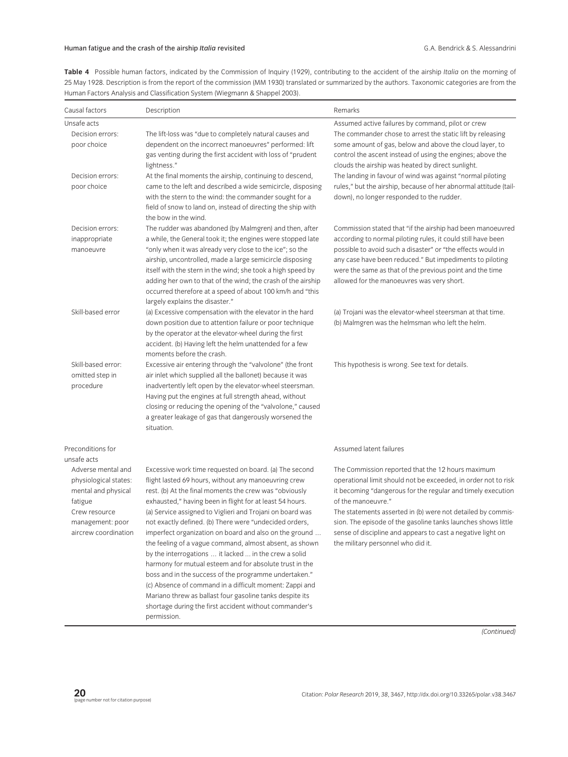**Table 4** Possible human factors, indicated by the Commission of Inquiry (1929), contributing to the accident of the airship *Italia* on the morning of 25 May 1928. Description is from the report of the commission (MM 1930) translated or summarized by the authors. Taxonomic categories are from the Human Factors Analysis and Classification System (Wiegmann & Shappel 2003).

| Causal factors | Description | Remarks |
|---|---|---|
| Unsafe acts | | Assumed active failures by command, pilot or crew |
| Decision errors: poor choice | The lift-loss was "due to completely natural causes and dependent on the incorrect manoeuvres" performed: lift gas venting during the first accident with loss of "prudent lightness." | The commander chose to arrest the static lift by releasing some amount of gas, below and above the cloud layer, to control the ascent instead of using the engines; above the clouds the airship was heated by direct sunlight. |
| Decision errors: poor choice | At the final moments the airship, continuing to descend, came to the left and described a wide semicircle, disposing with the stern to the wind: the commander sought for a field of snow to land on, instead of directing the ship with the bow in the wind. | The landing in favour of wind was against "normal piloting rules," but the airship, because of her abnormal attitude (tail-down), no longer responded to the rudder. |
| Decision errors: inappropriate manoeuvre | The rudder was abandoned (by Malmgren) and then, after a while, the General took it; the engines were stopped late "only when it was already very close to the ice"; so the airship, uncontrolled, made a large semicircle disposing itself with the stern in the wind; she took a high speed by adding her own to that of the wind; the crash of the airship occurred therefore at a speed of about 100 km/h and "this largely explains the disaster." | Commission stated that "if the airship had been manoeuvred according to normal piloting rules, it could still have been possible to avoid such a disaster" or "the effects would in any case have been reduced." But impediments to piloting were the same as that of the previous point and the time allowed for the manoeuvres was very short. |
| Skill-based error | (a) Excessive compensation with the elevator in the hard down position due to attention failure or poor technique by the operator at the elevator-wheel during the first accident. (b) Having left the helm unattended for a few moments before the crash. | (a) Trojani was the elevator-wheel steersman at that time. (b) Malmgren was the helmsman who left the helm. |
| Skill-based error: omitted step in procedure | Excessive air entering through the "valvolone" (the front air inlet which supplied all the ballonet) because it was inadvertently left open by the elevator-wheel steersman. Having put the engines at full strength ahead, without closing or reducing the opening of the "valvolone," caused a greater leakage of gas that dangerously worsened the situation. | This hypothesis is wrong. See text for details. |
| Preconditions for unsafe acts | | Assumed latent failures |
| Adverse mental and physiological states: mental and physical fatigue | Excessive work time requested on board. (a) The second flight lasted 69 hours, without any manoeuvring crew rest. (b) At the final moments the crew was "obviously exhausted," having been in flight for at least 54 hours. | The Commission reported that the 12 hours maximum operational limit should not be exceeded, in order not to risk it becoming "dangerous for the regular and timely execution of the manoeuvre." |
| Crew resource management: poor aircrew coordination | (a) Service assigned to Viglieri and Trojani on board was not exactly defined. (b) There were "undecided orders, imperfect organization on board and also on the ground … the feeling of a vague command, almost absent, as shown by the interrogations … it lacked … in the crew a solid harmony for mutual esteem and for absolute trust in the boss and in the success of the programme undertaken." (c) Absence of command in a difficult moment: Zappi and Mariano threw as ballast four gasoline tanks despite its shortage during the first accident without commander's permission. | The statements asserted in (b) were not detailed by commission. The episode of the gasoline tanks launches shows little sense of discipline and appears to cast a negative light on the military personnel who did it. |

*(Continued)*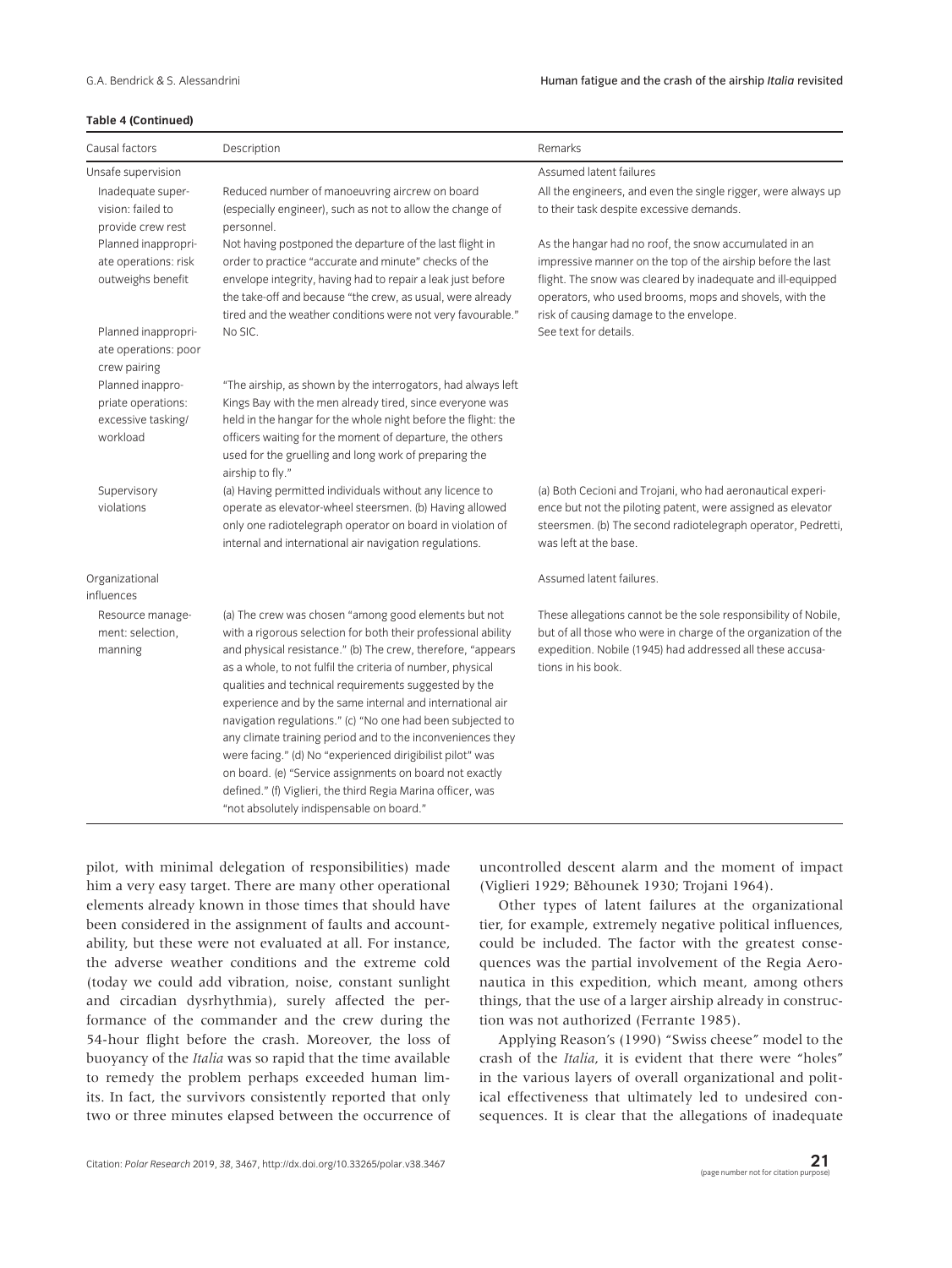**Table 4 (Continued)**

| Causal factors | Description | Remarks |
|---|---|---|
| Unsafe supervision | | Assumed latent failures |
| Inadequate supervision: failed to provide crew rest | Reduced number of manoeuvring aircrew on board (especially engineer), such as not to allow the change of personnel. | All the engineers, and even the single rigger, were always up to their task despite excessive demands. |
| Planned inappropriate operations: risk outweighs benefit | Not having postponed the departure of the last flight in order to practice "accurate and minute" checks of the envelope integrity, having had to repair a leak just before the take-off and because "the crew, as usual, were already tired and the weather conditions were not very favourable." | As the hangar had no roof, the snow accumulated in an impressive manner on the top of the airship before the last flight. The snow was cleared by inadequate and ill-equipped operators, who used brooms, mops and shovels, with the risk of causing damage to the envelope. |
| Planned inappropriate operations: poor crew pairing | No SIC. | See text for details. |
| Planned inappropriate operations: excessive tasking/workload | "The airship, as shown by the interrogators, had always left Kings Bay with the men already tired, since everyone was held in the hangar for the whole night before the flight: the officers waiting for the moment of departure, the others used for the gruelling and long work of preparing the airship to fly." | |
| Supervisory violations | (a) Having permitted individuals without any licence to operate as elevator-wheel steersmen. (b) Having allowed only one radiotelegraph operator on board in violation of internal and international air navigation regulations. | (a) Both Cecioni and Trojani, who had aeronautical experience but not the piloting patent, were assigned as elevator steersmen. (b) The second radiotelegraph operator, Pedretti, was left at the base. |
| Organizational influences | | Assumed latent failures. |
| Resource management: selection, manning | (a) The crew was chosen "among good elements but not with a rigorous selection for both their professional ability and physical resistance." (b) The crew, therefore, "appears as a whole, to not fulfil the criteria of number, physical qualities and technical requirements suggested by the experience and by the same internal and international air navigation regulations." (c) "No one had been subjected to any climate training period and to the inconveniences they were facing." (d) No "experienced dirigibilist pilot" was on board. (e) "Service assignments on board not exactly defined." (f) Viglieri, the third Regia Marina officer, was "not absolutely indispensable on board." | These allegations cannot be the sole responsibility of Nobile, but of all those who were in charge of the organization of the expedition. Nobile (1945) had addressed all these accusations in his book. |

pilot, with minimal delegation of responsibilities) made him a very easy target. There are many other operational elements already known in those times that should have been considered in the assignment of faults and accountability, but these were not evaluated at all. For instance, the adverse weather conditions and the extreme cold (today we could add vibration, noise, constant sunlight and circadian dysrhythmia), surely affected the performance of the commander and the crew during the 54-hour flight before the crash. Moreover, the loss of buoyancy of the *Italia* was so rapid that the time available to remedy the problem perhaps exceeded human limits. In fact, the survivors consistently reported that only two or three minutes elapsed between the occurrence of uncontrolled descent alarm and the moment of impact (Viglieri 1929; Běhounek 1930; Trojani 1964).

Other types of latent failures at the organizational tier, for example, extremely negative political influences, could be included. The factor with the greatest consequences was the partial involvement of the Regia Aeronautica in this expedition, which meant, among others things, that the use of a larger airship already in construction was not authorized (Ferrante 1985).

Applying Reason's (1990) "Swiss cheese" model to the crash of the *Italia*, it is evident that there were "holes" in the various layers of overall organizational and political effectiveness that ultimately led to undesired consequences. It is clear that the allegations of inadequate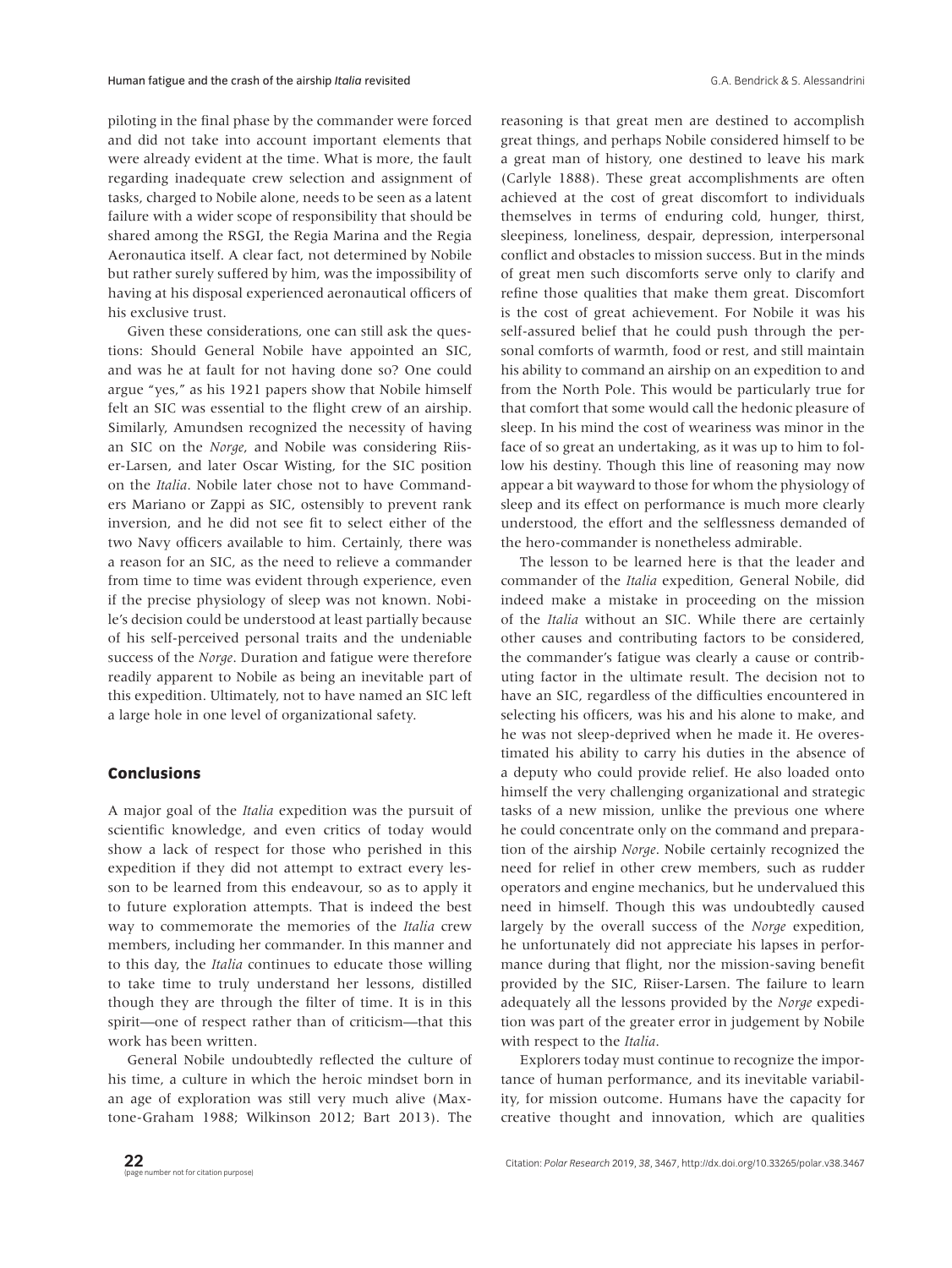piloting in the final phase by the commander were forced and did not take into account important elements that were already evident at the time. What is more, the fault regarding inadequate crew selection and assignment of tasks, charged to Nobile alone, needs to be seen as a latent failure with a wider scope of responsibility that should be shared among the RSGI, the Regia Marina and the Regia Aeronautica itself. A clear fact, not determined by Nobile but rather surely suffered by him, was the impossibility of having at his disposal experienced aeronautical officers of his exclusive trust.

Given these considerations, one can still ask the questions: Should General Nobile have appointed an SIC, and was he at fault for not having done so? One could argue "yes," as his 1921 papers show that Nobile himself felt an SIC was essential to the flight crew of an airship. Similarly, Amundsen recognized the necessity of having an SIC on the *Norge*, and Nobile was considering Riiser-Larsen, and later Oscar Wisting, for the SIC position on the *Italia*. Nobile later chose not to have Commanders Mariano or Zappi as SIC, ostensibly to prevent rank inversion, and he did not see fit to select either of the two Navy officers available to him. Certainly, there was a reason for an SIC, as the need to relieve a commander from time to time was evident through experience, even if the precise physiology of sleep was not known. Nobile's decision could be understood at least partially because of his self-perceived personal traits and the undeniable success of the *Norge*. Duration and fatigue were therefore readily apparent to Nobile as being an inevitable part of this expedition. Ultimately, not to have named an SIC left a large hole in one level of organizational safety.

## Conclusions

A major goal of the *Italia* expedition was the pursuit of scientific knowledge, and even critics of today would show a lack of respect for those who perished in this expedition if they did not attempt to extract every lesson to be learned from this endeavour, so as to apply it to future exploration attempts. That is indeed the best way to commemorate the memories of the *Italia* crew members, including her commander. In this manner and to this day, the *Italia* continues to educate those willing to take time to truly understand her lessons, distilled though they are through the filter of time. It is in this spirit—one of respect rather than of criticism—that this work has been written.

General Nobile undoubtedly reflected the culture of his time, a culture in which the heroic mindset born in an age of exploration was still very much alive (Maxtone-Graham 1988; Wilkinson 2012; Bart 2013). The reasoning is that great men are destined to accomplish great things, and perhaps Nobile considered himself to be a great man of history, one destined to leave his mark (Carlyle 1888). These great accomplishments are often achieved at the cost of great discomfort to individuals themselves in terms of enduring cold, hunger, thirst, sleepiness, loneliness, despair, depression, interpersonal conflict and obstacles to mission success. But in the minds of great men such discomforts serve only to clarify and refine those qualities that make them great. Discomfort is the cost of great achievement. For Nobile it was his self-assured belief that he could push through the personal comforts of warmth, food or rest, and still maintain his ability to command an airship on an expedition to and from the North Pole. This would be particularly true for that comfort that some would call the hedonic pleasure of sleep. In his mind the cost of weariness was minor in the face of so great an undertaking, as it was up to him to follow his destiny. Though this line of reasoning may now appear a bit wayward to those for whom the physiology of sleep and its effect on performance is much more clearly understood, the effort and the selflessness demanded of the hero-commander is nonetheless admirable.

The lesson to be learned here is that the leader and commander of the *Italia* expedition, General Nobile, did indeed make a mistake in proceeding on the mission of the *Italia* without an SIC. While there are certainly other causes and contributing factors to be considered, the commander's fatigue was clearly a cause or contributing factor in the ultimate result. The decision not to have an SIC, regardless of the difficulties encountered in selecting his officers, was his and his alone to make, and he was not sleep-deprived when he made it. He overestimated his ability to carry his duties in the absence of a deputy who could provide relief. He also loaded onto himself the very challenging organizational and strategic tasks of a new mission, unlike the previous one where he could concentrate only on the command and preparation of the airship *Norge*. Nobile certainly recognized the need for relief in other crew members, such as rudder operators and engine mechanics, but he undervalued this need in himself. Though this was undoubtedly caused largely by the overall success of the *Norge* expedition, he unfortunately did not appreciate his lapses in performance during that flight, nor the mission-saving benefit provided by the SIC, Riiser-Larsen. The failure to learn adequately all the lessons provided by the *Norge* expedition was part of the greater error in judgement by Nobile with respect to the *Italia*.

Explorers today must continue to recognize the importance of human performance, and its inevitable variability, for mission outcome. Humans have the capacity for creative thought and innovation, which are qualities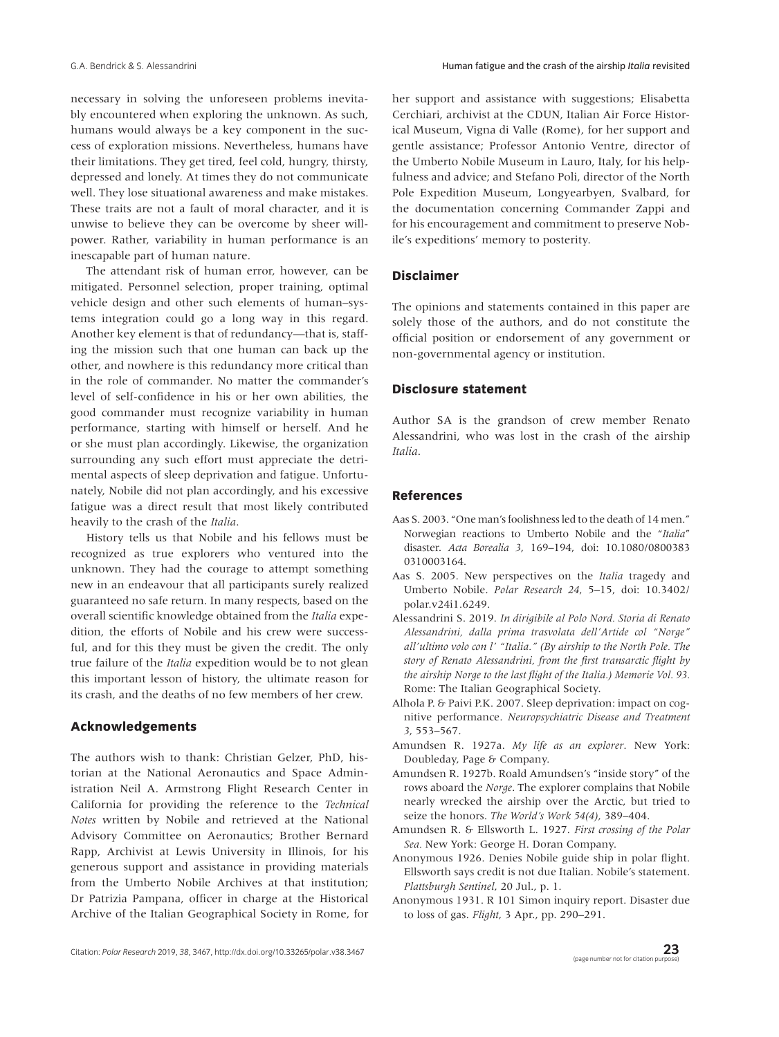necessary in solving the unforeseen problems inevitably encountered when exploring the unknown. As such, humans would always be a key component in the success of exploration missions. Nevertheless, humans have their limitations. They get tired, feel cold, hungry, thirsty, depressed and lonely. At times they do not communicate well. They lose situational awareness and make mistakes. These traits are not a fault of moral character, and it is unwise to believe they can be overcome by sheer willpower. Rather, variability in human performance is an inescapable part of human nature.

The attendant risk of human error, however, can be mitigated. Personnel selection, proper training, optimal vehicle design and other such elements of human–systems integration could go a long way in this regard. Another key element is that of redundancy—that is, staffing the mission such that one human can back up the other, and nowhere is this redundancy more critical than in the role of commander. No matter the commander's level of self-confidence in his or her own abilities, the good commander must recognize variability in human performance, starting with himself or herself. And he or she must plan accordingly. Likewise, the organization surrounding any such effort must appreciate the detrimental aspects of sleep deprivation and fatigue. Unfortunately, Nobile did not plan accordingly, and his excessive fatigue was a direct result that most likely contributed heavily to the crash of the *Italia*.

History tells us that Nobile and his fellows must be recognized as true explorers who ventured into the unknown. They had the courage to attempt something new in an endeavour that all participants surely realized guaranteed no safe return. In many respects, based on the overall scientific knowledge obtained from the *Italia* expedition, the efforts of Nobile and his crew were successful, and for this they must be given the credit. The only true failure of the *Italia* expedition would be to not glean this important lesson of history, the ultimate reason for its crash, and the deaths of no few members of her crew.

## Acknowledgements

The authors wish to thank: Christian Gelzer, PhD, historian at the National Aeronautics and Space Administration Neil A. Armstrong Flight Research Center in California for providing the reference to the *Technical Notes* written by Nobile and retrieved at the National Advisory Committee on Aeronautics; Brother Bernard Rapp, Archivist at Lewis University in Illinois, for his generous support and assistance in providing materials from the Umberto Nobile Archives at that institution; Dr Patrizia Pampana, officer in charge at the Historical Archive of the Italian Geographical Society in Rome, for her support and assistance with suggestions; Elisabetta Cerchiari, archivist at the CDUN, Italian Air Force Historical Museum, Vigna di Valle (Rome), for her support and gentle assistance; Professor Antonio Ventre, director of the Umberto Nobile Museum in Lauro, Italy, for his helpfulness and advice; and Stefano Poli, director of the North Pole Expedition Museum, Longyearbyen, Svalbard, for the documentation concerning Commander Zappi and for his encouragement and commitment to preserve Nobile's expeditions' memory to posterity.

## Disclaimer

The opinions and statements contained in this paper are solely those of the authors, and do not constitute the official position or endorsement of any government or non-governmental agency or institution.

## Disclosure statement

Author SA is the grandson of crew member Renato Alessandrini, who was lost in the crash of the airship *Italia*.

## References

Aas S. 2003. "One man's foolishness led to the death of 14 men." Norwegian reactions to Umberto Nobile and the "*Italia*" disaster. *Acta Borealia 3*, 169–194, doi: 10.1080/08003830310003164.

Aas S. 2005. New perspectives on the *Italia* tragedy and Umberto Nobile. *Polar Research 24*, 5–15, doi: 10.3402/polar.v24i1.6249.

Alessandrini S. 2019. *In dirigibile al Polo Nord. Storia di Renato Alessandrini, dalla prima trasvolata dell'Artide col "Norge" all'ultimo volo con l' "Italia." (By airship to the North Pole. The story of Renato Alessandrini, from the first transarctic flight by the airship Norge to the last flight of the Italia.) Memorie Vol. 93.* Rome: The Italian Geographical Society.

Alhola P. & Paivi P.K. 2007. Sleep deprivation: impact on cognitive performance. *Neuropsychiatric Disease and Treatment 3*, 553–567.

Amundsen R. 1927a. *My life as an explorer*. New York: Doubleday, Page & Company.

Amundsen R. 1927b. Roald Amundsen's "inside story" of the rows aboard the *Norge*. The explorer complains that Nobile nearly wrecked the airship over the Arctic, but tried to seize the honors. *The World's Work 54(4)*, 389–404.

Amundsen R. & Ellsworth L. 1927. *First crossing of the Polar Sea.* New York: George H. Doran Company.

Anonymous 1926. Denies Nobile guide ship in polar flight. Ellsworth says credit is not due Italian. Nobile's statement. *Plattsburgh Sentinel*, 20 Jul., p. 1.

Anonymous 1931. R 101 Simon inquiry report. Disaster due to loss of gas. *Flight*, 3 Apr., pp. 290–291.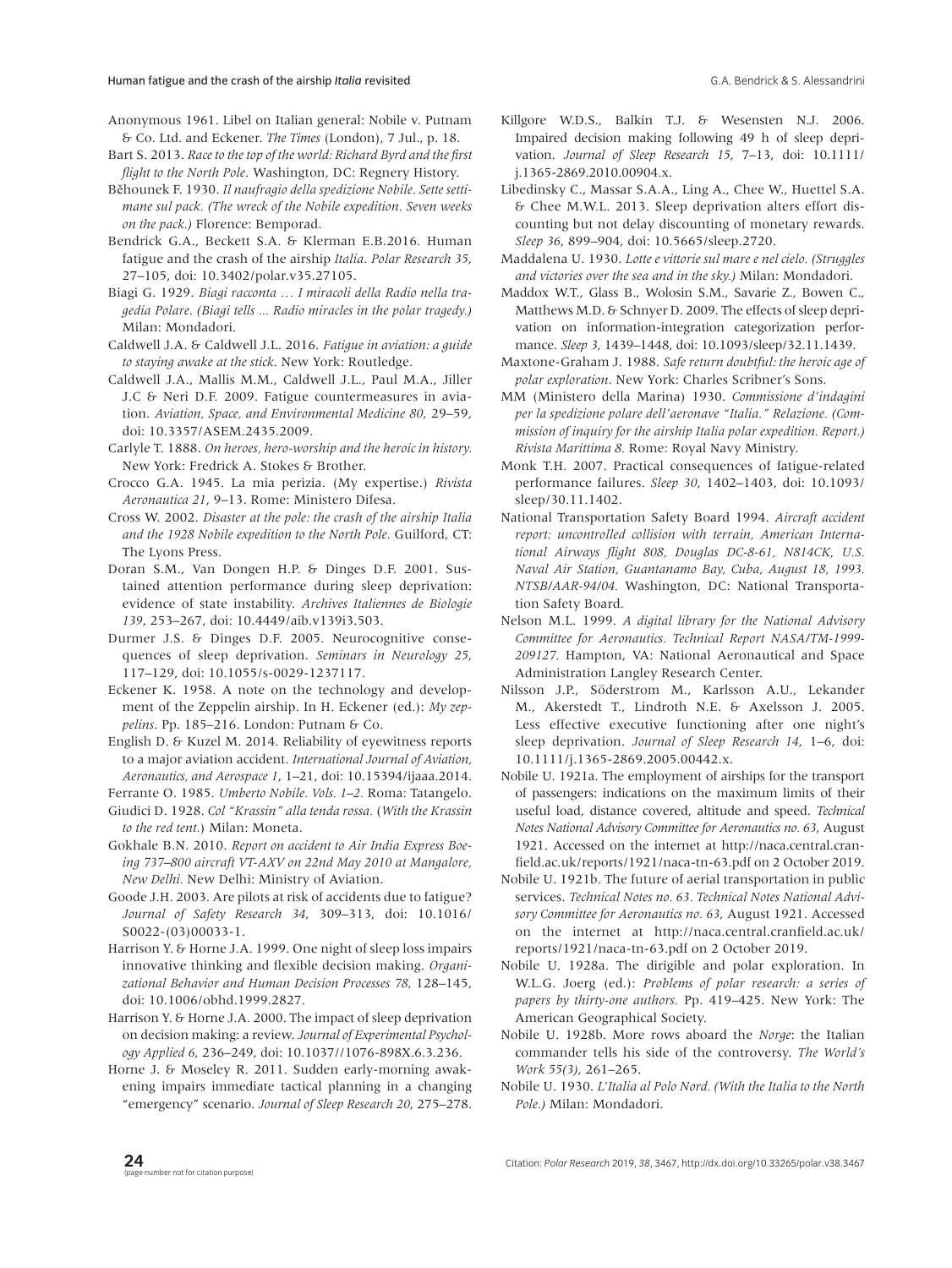Anonymous 1961. Libel on Italian general: Nobile v. Putnam & Co. Ltd. and Eckener. *The Times* (London), 7 Jul., p. 18.

Bart S. 2013. *Race to the top of the world: Richard Byrd and the first flight to the North Pole*. Washington, DC: Regnery History.

Běhounek F. 1930. *Il naufragio della spedizione Nobile. Sette settimane sul pack. (The wreck of the Nobile expedition. Seven weeks on the pack.)* Florence: Bemporad.

Bendrick G.A., Beckett S.A. & Klerman E.B.2016. Human fatigue and the crash of the airship *Italia*. *Polar Research 35*, 27–105, doi: 10.3402/polar.v35.27105.

Biagi G. 1929. *Biagi racconta … I miracoli della Radio nella tragedia Polare. (Biagi tells … Radio miracles in the polar tragedy.)* Milan: Mondadori.

Caldwell J.A. & Caldwell J.L. 2016. *Fatigue in aviation: a guide to staying awake at the stick*. New York: Routledge.

Caldwell J.A., Mallis M.M., Caldwell J.L., Paul M.A., Jiller J.C & Neri D.F. 2009. Fatigue countermeasures in aviation. *Aviation, Space, and Environmental Medicine 80*, 29–59, doi: 10.3357/ASEM.2435.2009.

Carlyle T. 1888. *On heroes, hero-worship and the heroic in history.* New York: Fredrick A. Stokes & Brother.

Crocco G.A. 1945. La mia perizia. (My expertise.) *Rivista Aeronautica 21*, 9–13. Rome: Ministero Difesa.

Cross W. 2002. *Disaster at the pole: the crash of the airship Italia and the 1928 Nobile expedition to the North Pole.* Guilford, CT: The Lyons Press.

Doran S.M., Van Dongen H.P. & Dinges D.F. 2001. Sustained attention performance during sleep deprivation: evidence of state instability. *Archives Italiennes de Biologie 139*, 253–267, doi: 10.4449/aib.v139i3.503.

Durmer J.S. & Dinges D.F. 2005. Neurocognitive consequences of sleep deprivation. *Seminars in Neurology 25*, 117–129, doi: 10.1055/s-0029-1237117.

Eckener K. 1958. A note on the technology and development of the Zeppelin airship. In H. Eckener (ed.): *My zeppelins*. Pp. 185–216. London: Putnam & Co.

English D. & Kuzel M. 2014. Reliability of eyewitness reports to a major aviation accident. *International Journal of Aviation, Aeronautics, and Aerospace 1*, 1–21, doi: 10.15394/ijaaa.2014.

Ferrante O. 1985. *Umberto Nobile. Vols. 1–2.* Roma: Tatangelo.

Giudici D. 1928. *Col "Krassin" alla tenda rossa.* (*With the Krassin to the red tent.*) Milan: Moneta.

Gokhale B.N. 2010. *Report on accident to Air India Express Boeing 737–800 aircraft VT-AXV on 22nd May 2010 at Mangalore, New Delhi.* New Delhi: Ministry of Aviation.

Goode J.H. 2003. Are pilots at risk of accidents due to fatigue? *Journal of Safety Research 34*, 309–313, doi: 10.1016/S0022-(03)00033-1.

Harrison Y. & Horne J.A. 1999. One night of sleep loss impairs innovative thinking and flexible decision making. *Organizational Behavior and Human Decision Processes 78*, 128–145, doi: 10.1006/obhd.1999.2827.

Harrison Y. & Horne J.A. 2000. The impact of sleep deprivation on decision making: a review. *Journal of Experimental Psychology Applied 6*, 236–249, doi: 10.1037//1076-898X.6.3.236.

Horne J. & Moseley R. 2011. Sudden early-morning awakening impairs immediate tactical planning in a changing "emergency" scenario. *Journal of Sleep Research 20*, 275–278.

Killgore W.D.S., Balkin T.J. & Wesensten N.J. 2006. Impaired decision making following 49 h of sleep deprivation. *Journal of Sleep Research 15*, 7–13, doi: 10.1111/j.1365-2869.2010.00904.x.

Libedinsky C., Massar S.A.A., Ling A., Chee W., Huettel S.A. & Chee M.W.L. 2013. Sleep deprivation alters effort discounting but not delay discounting of monetary rewards. *Sleep 36*, 899–904, doi: 10.5665/sleep.2720.

Maddalena U. 1930. *Lotte e vittorie sul mare e nel cielo. (Struggles and victories over the sea and in the sky.)* Milan: Mondadori.

Maddox W.T., Glass B., Wolosin S.M., Savarie Z., Bowen C., Matthews M.D. & Schnyer D. 2009. The effects of sleep deprivation on information-integration categorization performance. *Sleep 3*, 1439–1448, doi: 10.1093/sleep/32.11.1439.

Maxtone-Graham J. 1988. *Safe return doubtful: the heroic age of polar exploration*. New York: Charles Scribner's Sons.

MM (Ministero della Marina) 1930. *Commissione d'indagini per la spedizione polare dell'aeronave "Italia." Relazione. (Commission of inquiry for the airship Italia polar expedition. Report.) Rivista Marittima 8.* Rome: Royal Navy Ministry.

Monk T.H. 2007. Practical consequences of fatigue-related performance failures. *Sleep 30*, 1402–1403, doi: 10.1093/sleep/30.11.1402.

National Transportation Safety Board 1994. *Aircraft accident report: uncontrolled collision with terrain, American International Airways flight 808, Douglas DC-8-61, N814CK, U.S. Naval Air Station, Guantanamo Bay, Cuba, August 18, 1993. NTSB/AAR-94/04.* Washington, DC: National Transportation Safety Board.

Nelson M.L. 1999. *A digital library for the National Advisory Committee for Aeronautics. Technical Report NASA/TM-1999-209127.* Hampton, VA: National Aeronautical and Space Administration Langley Research Center.

Nilsson J.P., Söderstrom M., Karlsson A.U., Lekander M., Akerstedt T., Lindroth N.E. & Axelsson J. 2005. Less effective executive functioning after one night's sleep deprivation. *Journal of Sleep Research 14*, 1–6, doi: 10.1111/j.1365-2869.2005.00442.x.

Nobile U. 1921a. The employment of airships for the transport of passengers: indications on the maximum limits of their useful load, distance covered, altitude and speed. *Technical Notes National Advisory Committee for Aeronautics no. 63*, August 1921. Accessed on the internet at http://naca.central.cranfield.ac.uk/reports/1921/naca-tn-63.pdf on 2 October 2019.

Nobile U. 1921b. The future of aerial transportation in public services. *Technical Notes no. 63. Technical Notes National Advisory Committee for Aeronautics no. 63*, August 1921. Accessed on the internet at http://naca.central.cranfield.ac.uk/reports/1921/naca-tn-63.pdf on 2 October 2019.

Nobile U. 1928a. The dirigible and polar exploration. In W.L.G. Joerg (ed.): *Problems of polar research: a series of papers by thirty-one authors.* Pp. 419–425. New York: The American Geographical Society.

Nobile U. 1928b. More rows aboard the *Norge*: the Italian commander tells his side of the controversy. *The World's Work 55(3)*, 261–265.

Nobile U. 1930. *L'Italia al Polo Nord. (With the Italia to the North Pole.)* Milan: Mondadori.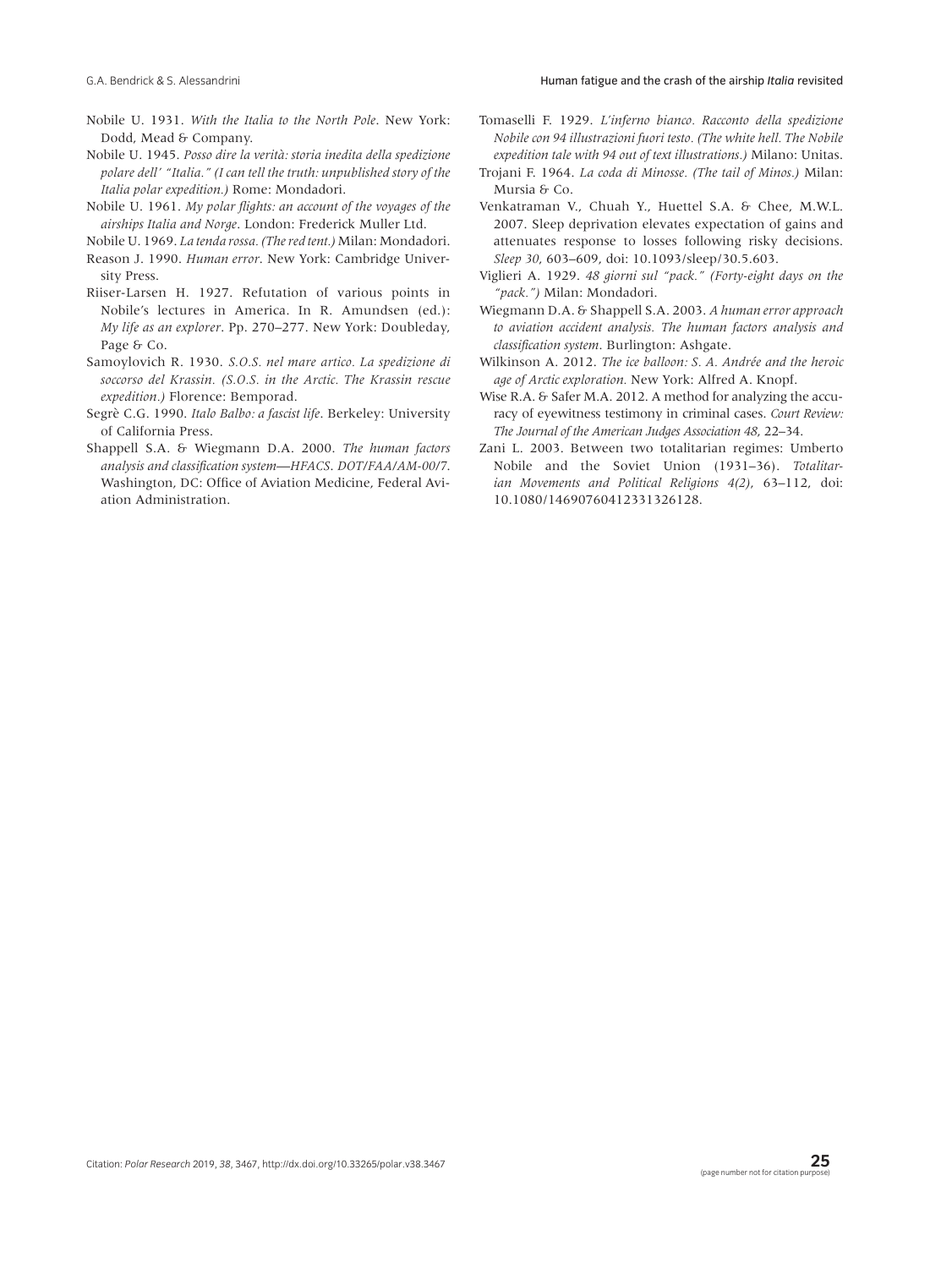Nobile U. 1931. *With the Italia to the North Pole*. New York: Dodd, Mead & Company.

Nobile U. 1945. *Posso dire la verità: storia inedita della spedizione polare dell' "Italia." (I can tell the truth: unpublished story of the Italia polar expedition.)* Rome: Mondadori.

Nobile U. 1961. *My polar flights: an account of the voyages of the airships Italia and Norge*. London: Frederick Muller Ltd.

Nobile U. 1969. *La tenda rossa. (The red tent.)* Milan: Mondadori.

Reason J. 1990. *Human error*. New York: Cambridge University Press.

Riiser-Larsen H. 1927. Refutation of various points in Nobile's lectures in America. In R. Amundsen (ed.): *My life as an explorer*. Pp. 270–277. New York: Doubleday, Page & Co.

Samoylovich R. 1930. *S.O.S. nel mare artico. La spedizione di soccorso del Krassin. (S.O.S. in the Arctic. The Krassin rescue expedition.)* Florence: Bemporad.

Segrè C.G. 1990. *Italo Balbo: a fascist life*. Berkeley: University of California Press.

Shappell S.A. & Wiegmann D.A. 2000. *The human factors analysis and classification system—HFACS. DOT/FAA/AM-00/7*. Washington, DC: Office of Aviation Medicine, Federal Aviation Administration.

Tomaselli F. 1929. *L'inferno bianco. Racconto della spedizione Nobile con 94 illustrazioni fuori testo. (The white hell. The Nobile expedition tale with 94 out of text illustrations.)* Milano: Unitas.

Trojani F. 1964. *La coda di Minosse. (The tail of Minos.)* Milan: Mursia & Co.

Venkatraman V., Chuah Y., Huettel S.A. & Chee, M.W.L. 2007. Sleep deprivation elevates expectation of gains and attenuates response to losses following risky decisions. *Sleep 30*, 603–609, doi: 10.1093/sleep/30.5.603.

Viglieri A. 1929. *48 giorni sul "pack." (Forty-eight days on the "pack.")* Milan: Mondadori.

Wiegmann D.A. & Shappell S.A. 2003. *A human error approach to aviation accident analysis. The human factors analysis and classification system*. Burlington: Ashgate.

Wilkinson A. 2012. *The ice balloon: S. A. Andrée and the heroic age of Arctic exploration.* New York: Alfred A. Knopf.

Wise R.A. & Safer M.A. 2012. A method for analyzing the accuracy of eyewitness testimony in criminal cases. *Court Review: The Journal of the American Judges Association 48*, 22–34.

Zani L. 2003. Between two totalitarian regimes: Umberto Nobile and the Soviet Union (1931–36). *Totalitarian Movements and Political Religions 4(2)*, 63–112, doi: 10.1080/14690760412331326128.